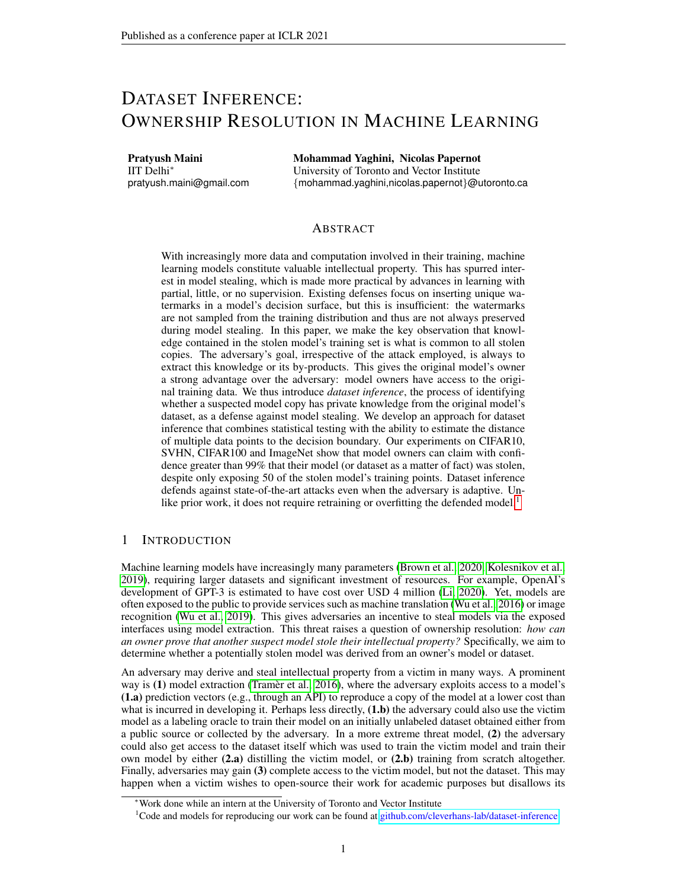# Dataset Inference: Ownership Resolution in Machine Learning

**Pratyush Maini**
IIT Delhi[*]
pratyush.maini@gmail.com

**Mohammad Yaghini, Nicolas Papernot**
University of Toronto and Vector Institute
{mohammad.yaghini,nicolas.papernot}@utoronto.ca

## Abstract

With increasingly more data and computation involved in their training, machine learning models constitute valuable intellectual property. This has spurred interest in model stealing, which is made more practical by advances in learning with partial, little, or no supervision. Existing defenses focus on inserting unique watermarks in a model's decision surface, but this is insufficient: the watermarks are not sampled from the training distribution and thus are not always preserved during model stealing. In this paper, we make the key observation that knowledge contained in the stolen model's training set is what is common to all stolen copies. The adversary's goal, irrespective of the attack employed, is always to extract this knowledge or its by-products. This gives the original model's owner a strong advantage over the adversary: model owners have access to the original training data. We thus introduce *dataset inference*, the process of identifying whether a suspected model copy has private knowledge from the original model's dataset, as a defense against model stealing. We develop an approach for dataset inference that combines statistical testing with the ability to estimate the distance of multiple data points to the decision boundary. Our experiments on CIFAR10, SVHN, CIFAR100 and ImageNet show that model owners can claim with confidence greater than 99% that their model (or dataset as a matter of fact) was stolen, despite only exposing 50 of the stolen model's training points. Dataset inference defends against state-of-the-art attacks even when the adversary is adaptive. Unlike prior work, it does not require retraining or overfitting the defended model.[1]

## 1 Introduction

Machine learning models have increasingly many parameters (Brown et al., 2020; Kolesnikov et al., 2019), requiring larger datasets and significant investment of resources. For example, OpenAI's development of GPT-3 is estimated to have cost over USD 4 million (Li, 2020). Yet, models are often exposed to the public to provide services such as machine translation (Wu et al., 2016) or image recognition (Wu et al., 2019). This gives adversaries an incentive to steal models via the exposed interfaces using model extraction. This threat raises a question of ownership resolution: *how can an owner prove that another suspect model stole their intellectual property?* Specifically, we aim to determine whether a potentially stolen model was derived from an owner's model or dataset.

An adversary may derive and steal intellectual property from a victim in many ways. A prominent way is **(1)** model extraction (Tramèr et al., 2016), where the adversary exploits access to a model's **(1.a)** prediction vectors (e.g., through an API) to reproduce a copy of the model at a lower cost than what is incurred in developing it. Perhaps less directly, **(1.b)** the adversary could also use the victim model as a labeling oracle to train their model on an initially unlabeled dataset obtained either from a public source or collected by the adversary. In a more extreme threat model, **(2)** the adversary could also get access to the dataset itself which was used to train the victim model and train their own model by either **(2.a)** distilling the victim model, or **(2.b)** training from scratch altogether. Finally, adversaries may gain **(3)** complete access to the victim model, but not the dataset. This may happen when a victim wishes to open-source their work for academic purposes but disallows its

[*] Work done while an intern at the University of Toronto and Vector Institute

[1] Code and models for reproducing our work can be found at github.com/cleverhans-lab/dataset-inference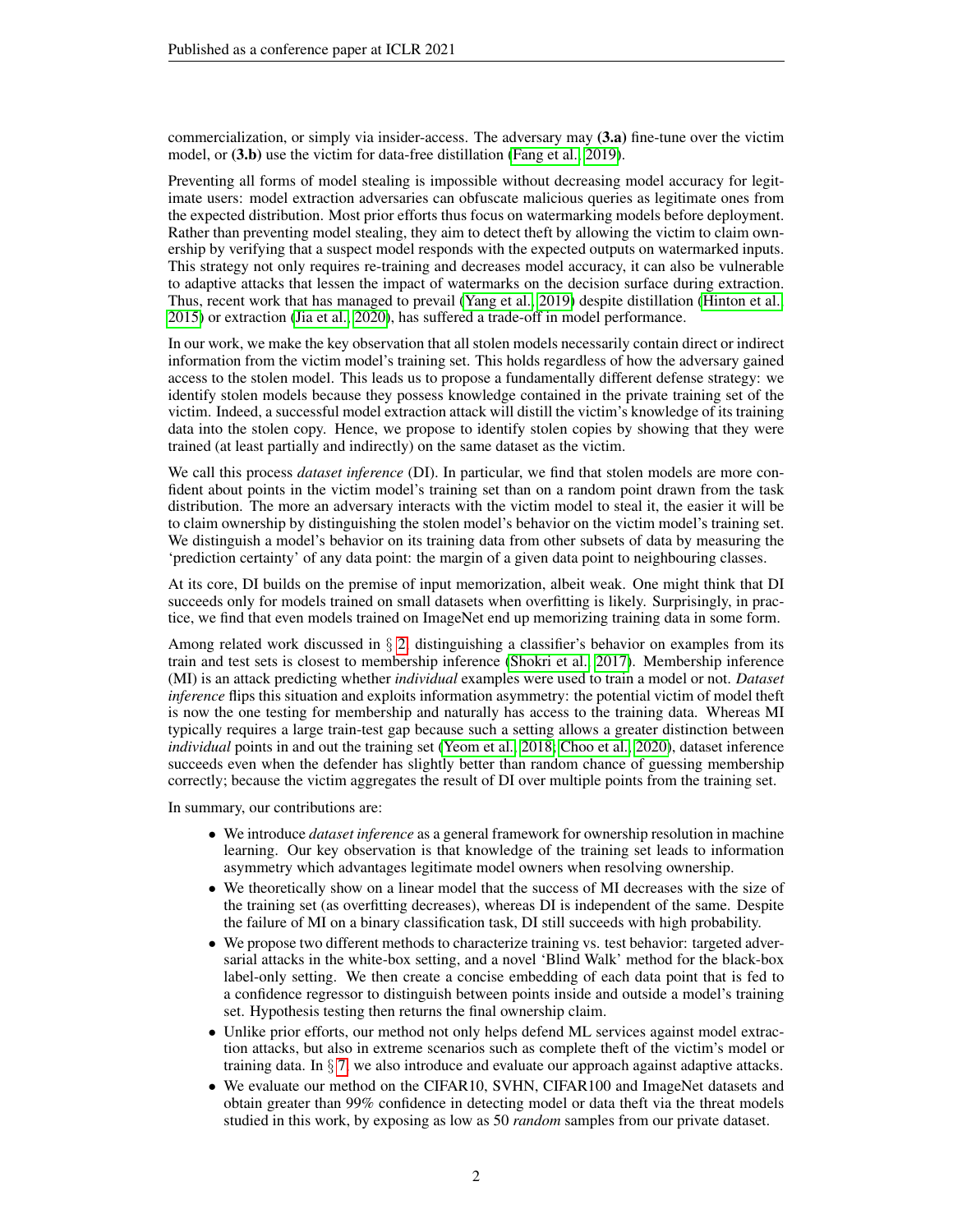commercialization, or simply via insider-access. The adversary may **(3.a)** fine-tune over the victim model, or **(3.b)** use the victim for data-free distillation (Fang et al., 2019).

Preventing all forms of model stealing is impossible without decreasing model accuracy for legitimate users: model extraction adversaries can obfuscate malicious queries as legitimate ones from the expected distribution. Most prior efforts thus focus on watermarking models before deployment. Rather than preventing model stealing, they aim to detect theft by allowing the victim to claim ownership by verifying that a suspect model responds with the expected outputs on watermarked inputs. This strategy not only requires re-training and decreases model accuracy, it can also be vulnerable to adaptive attacks that lessen the impact of watermarks on the decision surface during extraction. Thus, recent work that has managed to prevail (Yang et al., 2019) despite distillation (Hinton et al., 2015) or extraction (Jia et al., 2020), has suffered a trade-off in model performance.

In our work, we make the key observation that all stolen models necessarily contain direct or indirect information from the victim model's training set. This holds regardless of how the adversary gained access to the stolen model. This leads us to propose a fundamentally different defense strategy: we identify stolen models because they possess knowledge contained in the private training set of the victim. Indeed, a successful model extraction attack will distill the victim's knowledge of its training data into the stolen copy. Hence, we propose to identify stolen copies by showing that they were trained (at least partially and indirectly) on the same dataset as the victim.

We call this process *dataset inference* (DI). In particular, we find that stolen models are more confident about points in the victim model's training set than on a random point drawn from the task distribution. The more an adversary interacts with the victim model to steal it, the easier it will be to claim ownership by distinguishing the stolen model's behavior on the victim model's training set. We distinguish a model's behavior on its training data from other subsets of data by measuring the 'prediction certainty' of any data point: the margin of a given data point to neighbouring classes.

At its core, DI builds on the premise of input memorization, albeit weak. One might think that DI succeeds only for models trained on small datasets when overfitting is likely. Surprisingly, in practice, we find that even models trained on ImageNet end up memorizing training data in some form.

Among related work discussed in § 2, distinguishing a classifier's behavior on examples from its train and test sets is closest to membership inference (Shokri et al., 2017). Membership inference (MI) is an attack predicting whether *individual* examples were used to train a model or not. *Dataset inference* flips this situation and exploits information asymmetry: the potential victim of model theft is now the one testing for membership and naturally has access to the training data. Whereas MI typically requires a large train-test gap because such a setting allows a greater distinction between *individual* points in and out the training set (Yeom et al., 2018; Choo et al., 2020), dataset inference succeeds even when the defender has slightly better than random chance of guessing membership correctly; because the victim aggregates the result of DI over multiple points from the training set.

In summary, our contributions are:

- We introduce *dataset inference* as a general framework for ownership resolution in machine learning. Our key observation is that knowledge of the training set leads to information asymmetry which advantages legitimate model owners when resolving ownership.
- We theoretically show on a linear model that the success of MI decreases with the size of the training set (as overfitting decreases), whereas DI is independent of the same. Despite the failure of MI on a binary classification task, DI still succeeds with high probability.
- We propose two different methods to characterize training vs. test behavior: targeted adversarial attacks in the white-box setting, and a novel 'Blind Walk' method for the black-box label-only setting. We then create a concise embedding of each data point that is fed to a confidence regressor to distinguish between points inside and outside a model's training set. Hypothesis testing then returns the final ownership claim.
- Unlike prior efforts, our method not only helps defend ML services against model extraction attacks, but also in extreme scenarios such as complete theft of the victim's model or training data. In § 7, we also introduce and evaluate our approach against adaptive attacks.
- We evaluate our method on the CIFAR10, SVHN, CIFAR100 and ImageNet datasets and obtain greater than 99% confidence in detecting model or data theft via the threat models studied in this work, by exposing as low as 50 *random* samples from our private dataset.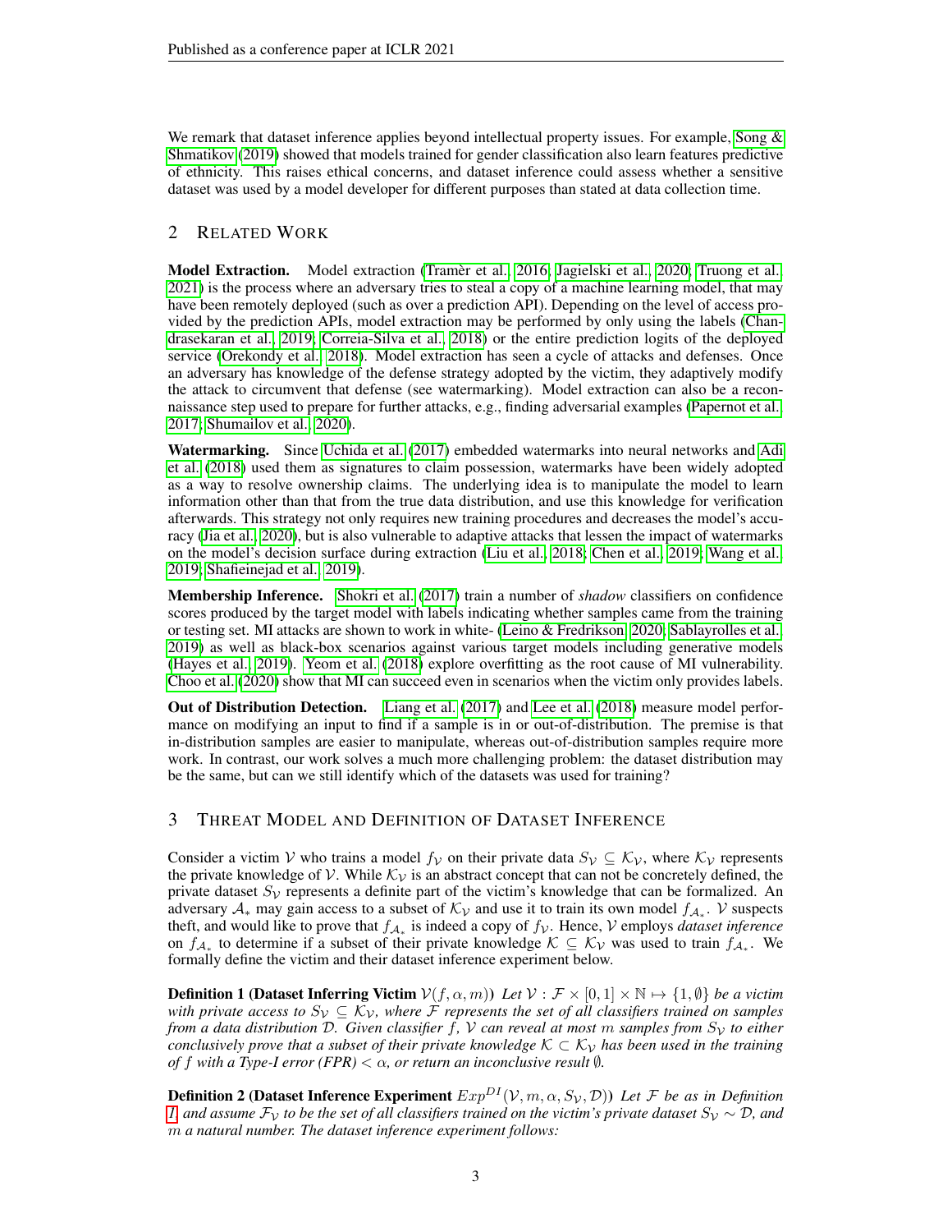We remark that dataset inference applies beyond intellectual property issues. For example, Song & Shmatikov (2019) showed that models trained for gender classification also learn features predictive of ethnicity. This raises ethical concerns, and dataset inference could assess whether a sensitive dataset was used by a model developer for different purposes than stated at data collection time.

## 2 Related Work

**Model Extraction.** Model extraction (Tramèr et al., 2016; Jagielski et al., 2020; Truong et al., 2021) is the process where an adversary tries to steal a copy of a machine learning model, that may have been remotely deployed (such as over a prediction API). Depending on the level of access provided by the prediction APIs, model extraction may be performed by only using the labels (Chandrasekaran et al., 2019; Correia-Silva et al., 2018) or the entire prediction logits of the deployed service (Orekondy et al., 2018). Model extraction has seen a cycle of attacks and defenses. Once an adversary has knowledge of the defense strategy adopted by the victim, they adaptively modify the attack to circumvent that defense (see watermarking). Model extraction can also be a reconnaissance step used to prepare for further attacks, e.g., finding adversarial examples (Papernot et al., 2017; Shumailov et al., 2020).

**Watermarking.** Since Uchida et al. (2017) embedded watermarks into neural networks and Adi et al. (2018) used them as signatures to claim possession, watermarks have been widely adopted as a way to resolve ownership claims. The underlying idea is to manipulate the model to learn information other than that from the true data distribution, and use this knowledge for verification afterwards. This strategy not only requires new training procedures and decreases the model's accuracy (Jia et al., 2020), but is also vulnerable to adaptive attacks that lessen the impact of watermarks on the model's decision surface during extraction (Liu et al., 2018; Chen et al., 2019; Wang et al., 2019; Shafieinejad et al., 2019).

**Membership Inference.** Shokri et al. (2017) train a number of *shadow* classifiers on confidence scores produced by the target model with labels indicating whether samples came from the training or testing set. MI attacks are shown to work in white- (Leino & Fredrikson, 2020; Sablayrolles et al., 2019) as well as black-box scenarios against various target models including generative models (Hayes et al., 2019). Yeom et al. (2018) explore overfitting as the root cause of MI vulnerability. Choo et al. (2020) show that MI can succeed even in scenarios when the victim only provides labels.

**Out of Distribution Detection.** Liang et al. (2017) and Lee et al. (2018) measure model performance on modifying an input to find if a sample is in or out-of-distribution. The premise is that in-distribution samples are easier to manipulate, whereas out-of-distribution samples require more work. In contrast, our work solves a much more challenging problem: the dataset distribution may be the same, but can we still identify which of the datasets was used for training?

## 3 Threat Model and Definition of Dataset Inference

Consider a victim $\mathcal{V}$ who trains a model $f_{\mathcal{V}}$ on their private data $S_{\mathcal{V}} \subseteq \mathcal{K}_{\mathcal{V}}$, where $\mathcal{K}_{\mathcal{V}}$ represents the private knowledge of $\mathcal{V}$. While $\mathcal{K}_{\mathcal{V}}$ is an abstract concept that can not be concretely defined, the private dataset $S_{\mathcal{V}}$ represents a definite part of the victim's knowledge that can be formalized. An adversary $\mathcal{A}_*$ may gain access to a subset of $\mathcal{K}_{\mathcal{V}}$ and use it to train its own model $f_{\mathcal{A}_*}$. $\mathcal{V}$ suspects theft, and would like to prove that $f_{\mathcal{A}_*}$ is indeed a copy of $f_{\mathcal{V}}$. Hence, $\mathcal{V}$ employs *dataset inference* on $f_{\mathcal{A}_*}$ to determine if a subset of their private knowledge $\mathcal{K} \subseteq \mathcal{K}_{\mathcal{V}}$ was used to train $f_{\mathcal{A}_*}$. We formally define the victim and their dataset inference experiment below.

**Definition 1 (Dataset Inferring Victim $\mathcal{V}(f, \alpha, m)$)** *Let $\mathcal{V} : \mathcal{F} \times [0,1] \times \mathbb{N} \mapsto \{1, \emptyset\}$ be a victim with private access to $S_{\mathcal{V}} \subseteq \mathcal{K}_{\mathcal{V}}$, where $\mathcal{F}$ represents the set of all classifiers trained on samples from a data distribution $\mathcal{D}$. Given classifier $f$, $\mathcal{V}$ can reveal at most $m$ samples from $S_{\mathcal{V}}$ to either conclusively prove that a subset of their private knowledge $\mathcal{K} \subset \mathcal{K}_{\mathcal{V}}$ has been used in the training of $f$ with a Type-I error (FPR) $< \alpha$, or return an inconclusive result $\emptyset$.*

**Definition 2 (Dataset Inference Experiment $Exp^{DI}(\mathcal{V}, m, \alpha, S_{\mathcal{V}}, \mathcal{D})$)** *Let $\mathcal{F}$ be as in Definition 1, and assume $\mathcal{F}_{\mathcal{V}}$ to be the set of all classifiers trained on the victim's private dataset $S_{\mathcal{V}} \sim \mathcal{D}$, and $m$ a natural number. The dataset inference experiment follows:*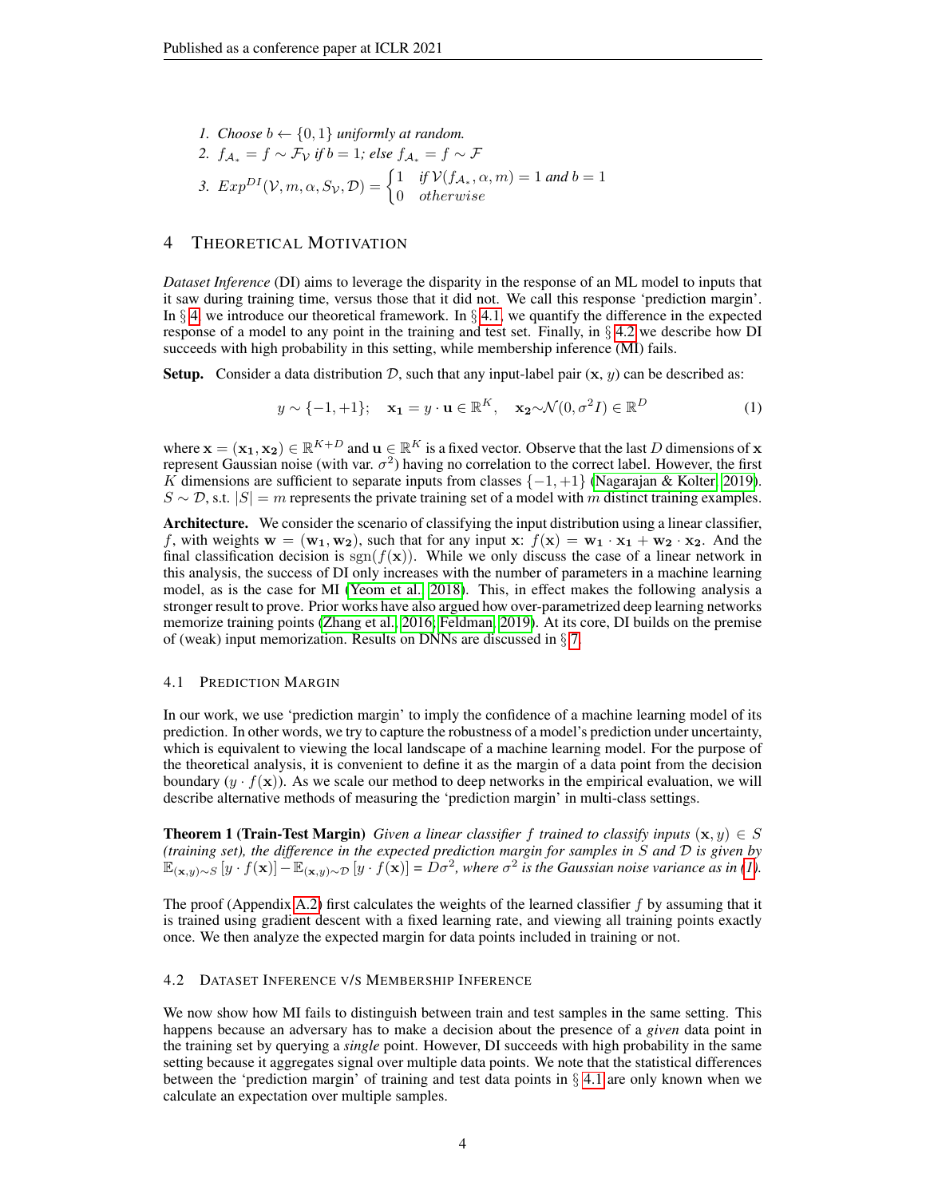1. *Choose* $b \leftarrow \{0, 1\}$ *uniformly at random.*
2. $f_{\mathcal{A}_*} = f \sim \mathcal{F}_{\mathcal{V}}$ *if* $b = 1$*; else* $f_{\mathcal{A}_*} = f \sim \mathcal{F}$
3. $Exp^{DI}(\mathcal{V}, m, \alpha, S_{\mathcal{V}}, \mathcal{D}) = \begin{cases} 1 & \text{if } \mathcal{V}(f_{\mathcal{A}_*}, \alpha, m) = 1 \text{ and } b = 1 \\ 0 & \text{otherwise} \end{cases}$

# 4 Theoretical Motivation

*Dataset Inference* (DI) aims to leverage the disparity in the response of an ML model to inputs that it saw during training time, versus those that it did not. We call this response 'prediction margin'. In § 4, we introduce our theoretical framework. In § 4.1, we quantify the difference in the expected response of a model to any point in the training and test set. Finally, in § 4.2 we describe how DI succeeds with high probability in this setting, while membership inference (MI) fails.

**Setup.** Consider a data distribution $\mathcal{D}$, such that any input-label pair ($\mathbf{x}$, $y$) can be described as:

$$y \sim \{-1, +1\}; \quad \mathbf{x_1} = y \cdot \mathbf{u} \in \mathbb{R}^K, \quad \mathbf{x_2} \sim \mathcal{N}(0, \sigma^2 I) \in \mathbb{R}^D \tag{1}$$

where $\mathbf{x} = (\mathbf{x_1}, \mathbf{x_2}) \in \mathbb{R}^{K+D}$ and $\mathbf{u} \in \mathbb{R}^K$ is a fixed vector. Observe that the last $D$ dimensions of $\mathbf{x}$ represent Gaussian noise (with var. $\sigma^2$) having no correlation to the correct label. However, the first $K$ dimensions are sufficient to separate inputs from classes $\{-1, +1\}$ (Nagarajan & Kolter, 2019). $S \sim \mathcal{D}$, s.t. $|S| = m$ represents the private training set of a model with $m$ distinct training examples.

**Architecture.** We consider the scenario of classifying the input distribution using a linear classifier, $f$, with weights $\mathbf{w} = (\mathbf{w_1}, \mathbf{w_2})$, such that for any input $\mathbf{x}$: $f(\mathbf{x}) = \mathbf{w_1} \cdot \mathbf{x_1} + \mathbf{w_2} \cdot \mathbf{x_2}$. And the final classification decision is $\text{sgn}(f(\mathbf{x}))$. While we only discuss the case of a linear network in this analysis, the success of DI only increases with the number of parameters in a machine learning model, as is the case for MI (Yeom et al., 2018). This, in effect makes the following analysis a stronger result to prove. Prior works have also argued how over-parametrized deep learning networks memorize training points (Zhang et al., 2016; Feldman, 2019). At its core, DI builds on the premise of (weak) input memorization. Results on DNNs are discussed in § 7.

## 4.1 Prediction Margin

In our work, we use 'prediction margin' to imply the confidence of a machine learning model of its prediction. In other words, we try to capture the robustness of a model's prediction under uncertainty, which is equivalent to viewing the local landscape of a machine learning model. For the purpose of the theoretical analysis, it is convenient to define it as the margin of a data point from the decision boundary ($y \cdot f(\mathbf{x})$). As we scale our method to deep networks in the empirical evaluation, we will describe alternative methods of measuring the 'prediction margin' in multi-class settings.

**Theorem 1 (Train-Test Margin)** *Given a linear classifier $f$ trained to classify inputs $(\mathbf{x}, y) \in S$ (training set), the difference in the expected prediction margin for samples in $S$ and $\mathcal{D}$ is given by* $\mathbb{E}_{(\mathbf{x},y)\sim S}\left[y \cdot f(\mathbf{x})\right] - \mathbb{E}_{(\mathbf{x},y)\sim \mathcal{D}}\left[y \cdot f(\mathbf{x})\right] = D\sigma^2$*, where $\sigma^2$ is the Gaussian noise variance as in (1).*

The proof (Appendix A.2) first calculates the weights of the learned classifier $f$ by assuming that it is trained using gradient descent with a fixed learning rate, and viewing all training points exactly once. We then analyze the expected margin for data points included in training or not.

## 4.2 Dataset Inference v/s Membership Inference

We now show how MI fails to distinguish between train and test samples in the same setting. This happens because an adversary has to make a decision about the presence of a *given* data point in the training set by querying a *single* point. However, DI succeeds with high probability in the same setting because it aggregates signal over multiple data points. We note that the statistical differences between the 'prediction margin' of training and test data points in § 4.1 are only known when we calculate an expectation over multiple samples.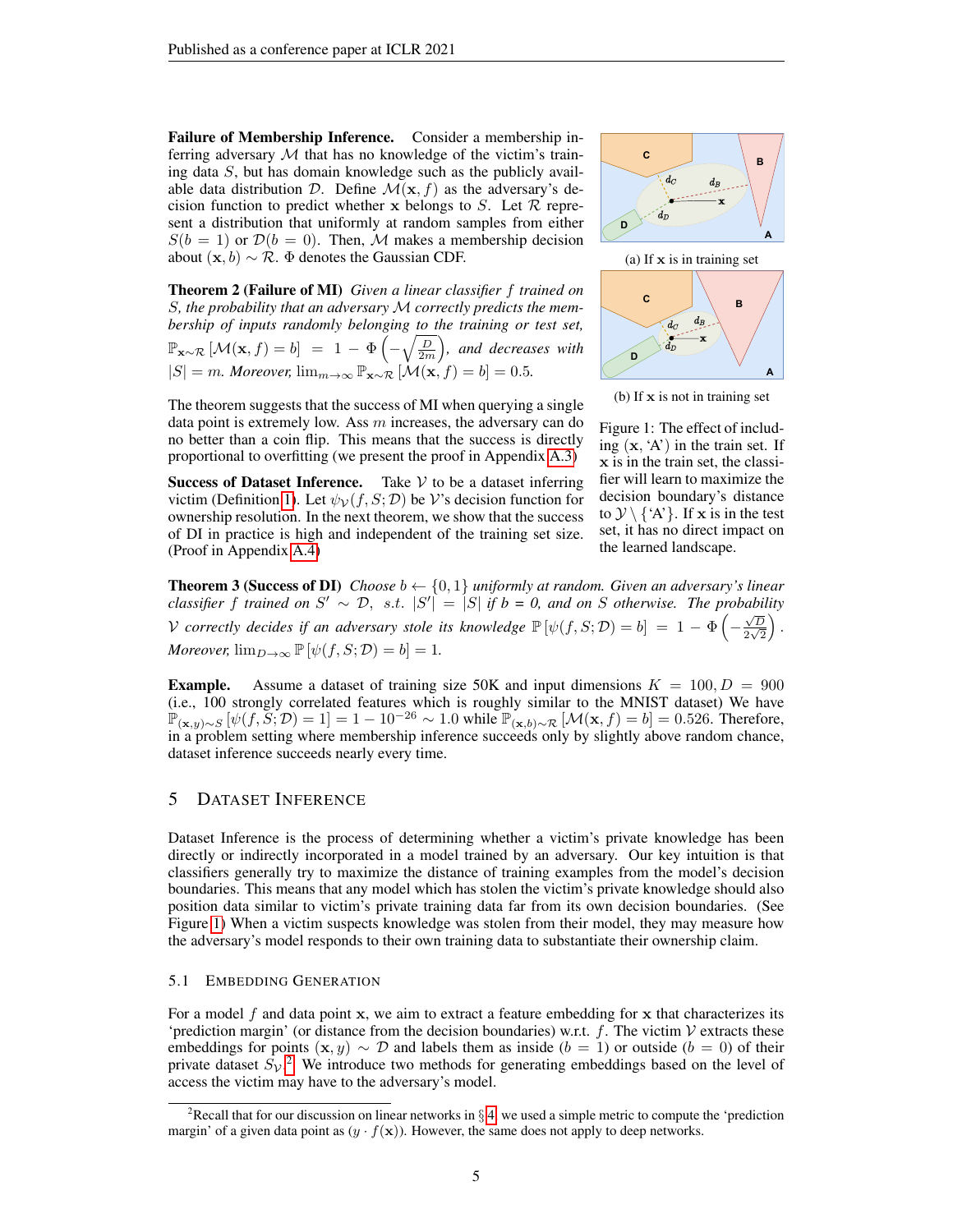**Failure of Membership Inference.** Consider a membership inferring adversary $\mathcal{M}$ that has no knowledge of the victim's training data $S$, but has domain knowledge such as the publicly available data distribution $\mathcal{D}$. Define $\mathcal{M}(\mathbf{x}, f)$ as the adversary's decision function to predict whether $\mathbf{x}$ belongs to $S$. Let $\mathcal{R}$ represent a distribution that uniformly at random samples from either $S(b=1)$ or $\mathcal{D}(b=0)$. Then, $\mathcal{M}$ makes a membership decision about $(\mathbf{x}, b) \sim \mathcal{R}$. $\Phi$ denotes the Gaussian CDF.

**Theorem 2 (Failure of MI)** *Given a linear classifier $f$ trained on $S$, the probability that an adversary $\mathcal{M}$ correctly predicts the membership of inputs randomly belonging to the training or test set,* $\mathbb{P}_{\mathbf{x}\sim\mathcal{R}}\left[\mathcal{M}(\mathbf{x}, f) = b\right] = 1 - \Phi\left(-\sqrt{\frac{D}{2m}}\right)$, *and decreases with* $|S| = m$. *Moreover,* $\lim_{m\to\infty} \mathbb{P}_{\mathbf{x}\sim\mathcal{R}}\left[\mathcal{M}(\mathbf{x}, f) = b\right] = 0.5$.

The theorem suggests that the success of MI when querying a single data point is extremely low. Ass $m$ increases, the adversary can do no better than a coin flip. This means that the success is directly proportional to overfitting (we present the proof in Appendix A.3)

**Success of Dataset Inference.** Take $\mathcal{V}$ to be a dataset inferring victim (Definition 1). Let $\psi_\mathcal{V}(f, S; \mathcal{D})$ be $\mathcal{V}$'s decision function for ownership resolution. In the next theorem, we show that the success of DI in practice is high and independent of the training set size. (Proof in Appendix A.4)

(a) If $\mathbf{x}$ is in training set

(b) If $\mathbf{x}$ is not in training set

Figure 1: The effect of including $(\mathbf{x}, \text{'A'})$ in the train set. If $\mathbf{x}$ is in the train set, the classifier will learn to maximize the decision boundary's distance to $\mathcal{Y} \setminus \{\text{'A'}\}$. If $\mathbf{x}$ is in the test set, it has no direct impact on the learned landscape.

**Theorem 3 (Success of DI)** *Choose $b \leftarrow \{0, 1\}$ uniformly at random. Given an adversary's linear classifier $f$ trained on $S' \sim \mathcal{D}$, s.t. $|S'| = |S|$ if b = 0, and on $S$ otherwise. The probability $\mathcal{V}$ correctly decides if an adversary stole its knowledge* $\mathbb{P}\left[\psi(f, S; \mathcal{D}) = b\right] = 1 - \Phi\left(-\frac{\sqrt{D}}{2\sqrt{2}}\right)$. *Moreover,* $\lim_{D\to\infty} \mathbb{P}\left[\psi(f, S; \mathcal{D}) = b\right] = 1$.

**Example.** Assume a dataset of training size 50K and input dimensions $K = 100, D = 900$ (i.e., 100 strongly correlated features which is roughly similar to the MNIST dataset) We have $\mathbb{P}_{(\mathbf{x},y)\sim S}\left[\psi(f, S; \mathcal{D}) = 1\right] = 1 - 10^{-26} \sim 1.0$ while $\mathbb{P}_{(\mathbf{x},b)\sim\mathcal{R}}\left[\mathcal{M}(\mathbf{x}, f) = b\right] = 0.526$. Therefore, in a problem setting where membership inference succeeds only by slightly above random chance, dataset inference succeeds nearly every time.

# 5 Dataset Inference

Dataset Inference is the process of determining whether a victim's private knowledge has been directly or indirectly incorporated in a model trained by an adversary. Our key intuition is that classifiers generally try to maximize the distance of training examples from the model's decision boundaries. This means that any model which has stolen the victim's private knowledge should also position data similar to victim's private training data far from its own decision boundaries. (See Figure 1) When a victim suspects knowledge was stolen from their model, they may measure how the adversary's model responds to their own training data to substantiate their ownership claim.

## 5.1 Embedding Generation

For a model $f$ and data point $\mathbf{x}$, we aim to extract a feature embedding for $\mathbf{x}$ that characterizes its 'prediction margin' (or distance from the decision boundaries) w.r.t. $f$. The victim $\mathcal{V}$ extracts these embeddings for points $(\mathbf{x}, y) \sim \mathcal{D}$ and labels them as inside $(b = 1)$ or outside $(b = 0)$ of their private dataset $S_\mathcal{V}$.[2] We introduce two methods for generating embeddings based on the level of access the victim may have to the adversary's model.

[2] Recall that for our discussion on linear networks in §4, we used a simple metric to compute the 'prediction margin' of a given data point as $(y \cdot f(\mathbf{x}))$. However, the same does not apply to deep networks.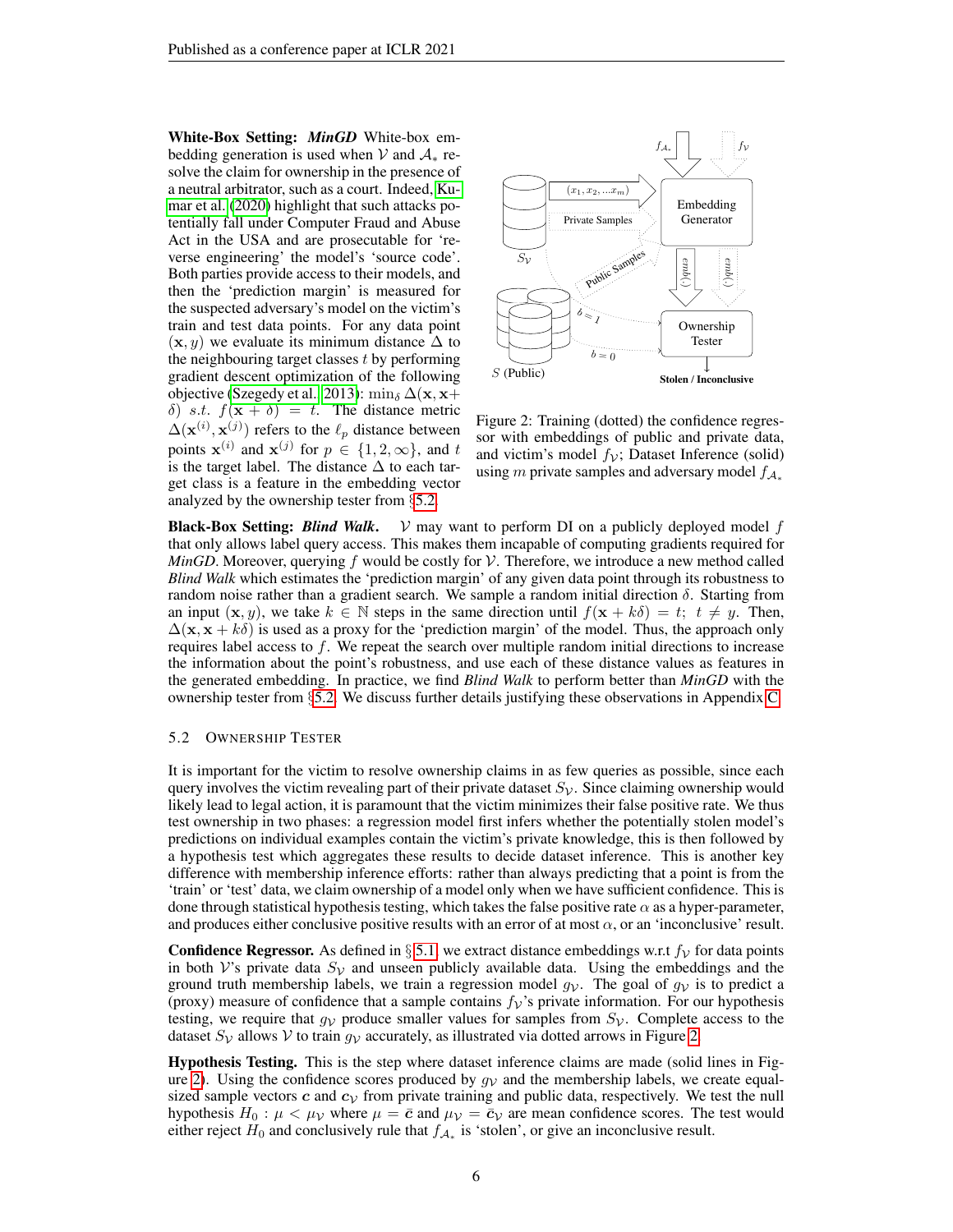**White-Box Setting:** ***MinGD*** White-box embedding generation is used when $\mathcal{V}$ and $\mathcal{A}_*$ resolve the claim for ownership in the presence of a neutral arbitrator, such as a court. Indeed, Kumar et al. (2020) highlight that such attacks potentially fall under Computer Fraud and Abuse Act in the USA and are prosecutable for 'reverse engineering' the model's 'source code'. Both parties provide access to their models, and then the 'prediction margin' is measured for the suspected adversary's model on the victim's train and test data points. For any data point $(\mathbf{x}, y)$ we evaluate its minimum distance $\Delta$ to the neighbouring target classes $t$ by performing gradient descent optimization of the following objective (Szegedy et al., 2013): $\min_\delta \Delta(\mathbf{x}, \mathbf{x}+\delta)$ $s.t.$ $f(\mathbf{x}+\delta) = t$. The distance metric $\Delta(\mathbf{x}^{(i)}, \mathbf{x}^{(j)})$ refers to the $\ell_p$ distance between points $\mathbf{x}^{(i)}$ and $\mathbf{x}^{(j)}$ for $p \in \{1, 2, \infty\}$, and $t$ is the target label. The distance $\Delta$ to each target class is a feature in the embedding vector analyzed by the ownership tester from §5.2.

Figure 2: Training (dotted) the confidence regressor with embeddings of public and private data, and victim's model $f_\mathcal{V}$; Dataset Inference (solid) using $m$ private samples and adversary model $f_{\mathcal{A}_*}$

**Black-Box Setting:** ***Blind Walk.*** $\mathcal{V}$ may want to perform DI on a publicly deployed model $f$ that only allows label query access. This makes them incapable of computing gradients required for *MinGD*. Moreover, querying $f$ would be costly for $\mathcal{V}$. Therefore, we introduce a new method called *Blind Walk* which estimates the 'prediction margin' of any given data point through its robustness to random noise rather than a gradient search. We sample a random initial direction $\delta$. Starting from an input $(\mathbf{x}, y)$, we take $k \in \mathbb{N}$ steps in the same direction until $f(\mathbf{x} + k\delta) = t;\ t \neq y$. Then, $\Delta(\mathbf{x}, \mathbf{x} + k\delta)$ is used as a proxy for the 'prediction margin' of the model. Thus, the approach only requires label access to $f$. We repeat the search over multiple random initial directions to increase the information about the point's robustness, and use each of these distance values as features in the generated embedding. In practice, we find *Blind Walk* to perform better than *MinGD* with the ownership tester from §5.2. We discuss further details justifying these observations in Appendix C.

### 5.2 Ownership Tester

It is important for the victim to resolve ownership claims in as few queries as possible, since each query involves the victim revealing part of their private dataset $S_\mathcal{V}$. Since claiming ownership would likely lead to legal action, it is paramount that the victim minimizes their false positive rate. We thus test ownership in two phases: a regression model first infers whether the potentially stolen model's predictions on individual examples contain the victim's private knowledge, this is then followed by a hypothesis test which aggregates these results to decide dataset inference. This is another key difference with membership inference efforts: rather than always predicting that a point is from the 'train' or 'test' data, we claim ownership of a model only when we have sufficient confidence. This is done through statistical hypothesis testing, which takes the false positive rate $\alpha$ as a hyper-parameter, and produces either conclusive positive results with an error of at most $\alpha$, or an 'inconclusive' result.

**Confidence Regressor.** As defined in §5.1, we extract distance embeddings w.r.t $f_\mathcal{V}$ for data points in both $\mathcal{V}$'s private data $S_\mathcal{V}$ and unseen publicly available data. Using the embeddings and the ground truth membership labels, we train a regression model $g_\mathcal{V}$. The goal of $g_\mathcal{V}$ is to predict a (proxy) measure of confidence that a sample contains $f_\mathcal{V}$'s private information. For our hypothesis testing, we require that $g_\mathcal{V}$ produce smaller values for samples from $S_\mathcal{V}$. Complete access to the dataset $S_\mathcal{V}$ allows $\mathcal{V}$ to train $g_\mathcal{V}$ accurately, as illustrated via dotted arrows in Figure 2.

**Hypothesis Testing.** This is the step where dataset inference claims are made (solid lines in Figure 2). Using the confidence scores produced by $g_\mathcal{V}$ and the membership labels, we create equal-sized sample vectors $\boldsymbol{c}$ and $\boldsymbol{c}_\mathcal{V}$ from private training and public data, respectively. We test the null hypothesis $H_0 : \mu < \mu_\mathcal{V}$ where $\mu = \bar{\boldsymbol{c}}$ and $\mu_\mathcal{V} = \bar{\boldsymbol{c}}_\mathcal{V}$ are mean confidence scores. The test would either reject $H_0$ and conclusively rule that $f_{\mathcal{A}_*}$ is 'stolen', or give an inconclusive result.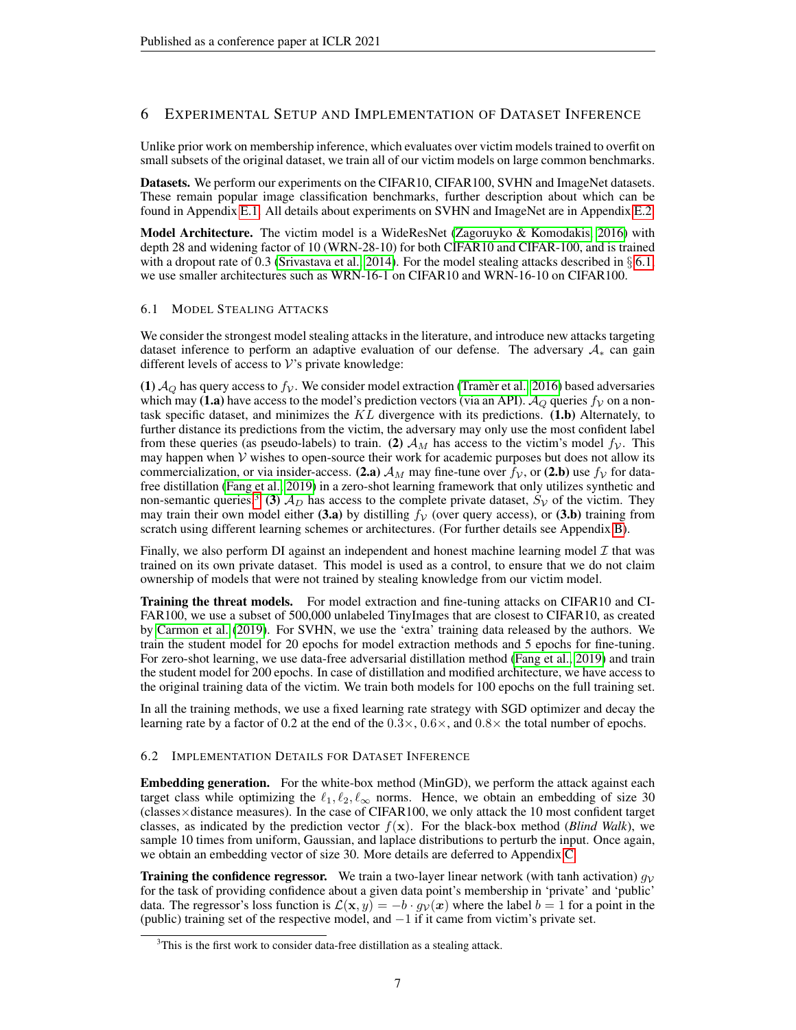# 6 Experimental Setup and Implementation of Dataset Inference

Unlike prior work on membership inference, which evaluates over victim models trained to overfit on small subsets of the original dataset, we train all of our victim models on large common benchmarks.

**Datasets.** We perform our experiments on the CIFAR10, CIFAR100, SVHN and ImageNet datasets. These remain popular image classification benchmarks, further description about which can be found in Appendix E.1. All details about experiments on SVHN and ImageNet are in Appendix E.2.

**Model Architecture.** The victim model is a WideResNet (Zagoruyko & Komodakis, 2016) with depth 28 and widening factor of 10 (WRN-28-10) for both CIFAR10 and CIFAR-100, and is trained with a dropout rate of 0.3 (Srivastava et al., 2014). For the model stealing attacks described in § 6.1, we use smaller architectures such as WRN-16-1 on CIFAR10 and WRN-16-10 on CIFAR100.

## 6.1 Model Stealing Attacks

We consider the strongest model stealing attacks in the literature, and introduce new attacks targeting dataset inference to perform an adaptive evaluation of our defense. The adversary $\mathcal{A}_*$ can gain different levels of access to $\mathcal{V}$'s private knowledge:

**(1)** $\mathcal{A}_Q$ has query access to $f_{\mathcal{V}}$. We consider model extraction (Tramèr et al., 2016) based adversaries which may **(1.a)** have access to the model's prediction vectors (via an API). $\mathcal{A}_Q$ queries $f_{\mathcal{V}}$ on a non-task specific dataset, and minimizes the $KL$ divergence with its predictions. **(1.b)** Alternately, to further distance its predictions from the victim, the adversary may only use the most confident label from these queries (as pseudo-labels) to train. **(2)** $\mathcal{A}_M$ has access to the victim's model $f_{\mathcal{V}}$. This may happen when $\mathcal{V}$ wishes to open-source their work for academic purposes but does not allow its commercialization, or via insider-access. **(2.a)** $\mathcal{A}_M$ may fine-tune over $f_{\mathcal{V}}$, or **(2.b)** use $f_{\mathcal{V}}$ for data-free distillation (Fang et al., 2019) in a zero-shot learning framework that only utilizes synthetic and non-semantic queries.[3] **(3)** $\mathcal{A}_D$ has access to the complete private dataset, $S_{\mathcal{V}}$ of the victim. They may train their own model either **(3.a)** by distilling $f_{\mathcal{V}}$ (over query access), or **(3.b)** training from scratch using different learning schemes or architectures. (For further details see Appendix B).

Finally, we also perform DI against an independent and honest machine learning model $\mathcal{I}$ that was trained on its own private dataset. This model is used as a control, to ensure that we do not claim ownership of models that were not trained by stealing knowledge from our victim model.

**Training the threat models.** For model extraction and fine-tuning attacks on CIFAR10 and CIFAR100, we use a subset of 500,000 unlabeled TinyImages that are closest to CIFAR10, as created by Carmon et al. (2019). For SVHN, we use the 'extra' training data released by the authors. We train the student model for 20 epochs for model extraction methods and 5 epochs for fine-tuning. For zero-shot learning, we use data-free adversarial distillation method (Fang et al., 2019) and train the student model for 200 epochs. In case of distillation and modified architecture, we have access to the original training data of the victim. We train both models for 100 epochs on the full training set.

In all the training methods, we use a fixed learning rate strategy with SGD optimizer and decay the learning rate by a factor of 0.2 at the end of the $0.3\times$, $0.6\times$, and $0.8\times$ the total number of epochs.

## 6.2 Implementation Details for Dataset Inference

**Embedding generation.** For the white-box method (MinGD), we perform the attack against each target class while optimizing the $\ell_1, \ell_2, \ell_\infty$ norms. Hence, we obtain an embedding of size 30 (classes×distance measures). In the case of CIFAR100, we only attack the 10 most confident target classes, as indicated by the prediction vector $f(\mathbf{x})$. For the black-box method (*Blind Walk*), we sample 10 times from uniform, Gaussian, and laplace distributions to perturb the input. Once again, we obtain an embedding vector of size 30. More details are deferred to Appendix C.

**Training the confidence regressor.** We train a two-layer linear network (with tanh activation) $g_{\mathcal{V}}$ for the task of providing confidence about a given data point's membership in 'private' and 'public' data. The regressor's loss function is $\mathcal{L}(\mathbf{x}, y) = -b \cdot g_{\mathcal{V}}(\boldsymbol{x})$ where the label $b = 1$ for a point in the (public) training set of the respective model, and $-1$ if it came from victim's private set.

[3] This is the first work to consider data-free distillation as a stealing attack.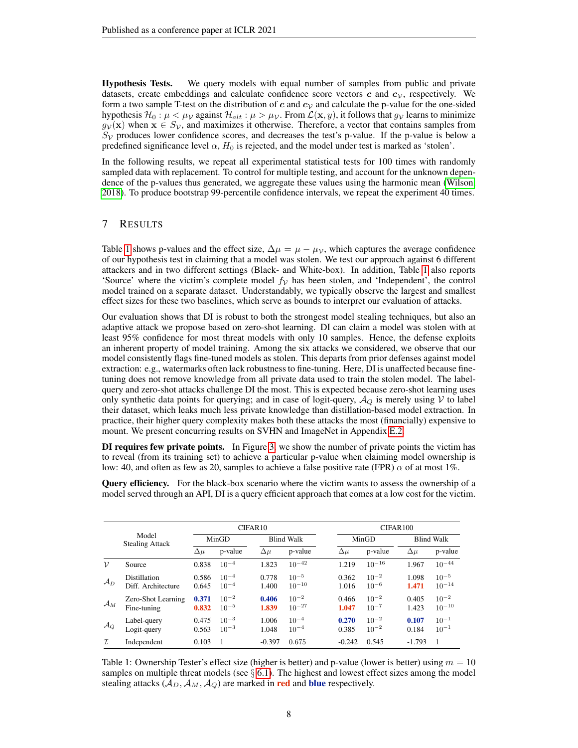**Hypothesis Tests.** We query models with equal number of samples from public and private datasets, create embeddings and calculate confidence score vectors $\boldsymbol{c}$ and $\boldsymbol{c}_{\mathcal{V}}$, respectively. We form a two sample T-test on the distribution of $\boldsymbol{c}$ and $\boldsymbol{c}_{\mathcal{V}}$ and calculate the p-value for the one-sided hypothesis $\mathcal{H}_0 : \mu < \mu_{\mathcal{V}}$ against $\mathcal{H}_{alt} : \mu > \mu_{\mathcal{V}}$. From $\mathcal{L}(\mathbf{x}, y)$, it follows that $g_{\mathcal{V}}$ learns to minimize $g_{\mathcal{V}}(\mathbf{x})$ when $\mathbf{x} \in S_{\mathcal{V}}$, and maximizes it otherwise. Therefore, a vector that contains samples from $S_{\mathcal{V}}$ produces lower confidence scores, and decreases the test's p-value. If the p-value is below a predefined significance level $\alpha$, $H_0$ is rejected, and the model under test is marked as 'stolen'.

In the following results, we repeat all experimental statistical tests for 100 times with randomly sampled data with replacement. To control for multiple testing, and account for the unknown dependence of the p-values thus generated, we aggregate these values using the harmonic mean (Wilson, 2018). To produce bootstrap 99-percentile confidence intervals, we repeat the experiment 40 times.

## 7 Results

Table 1 shows p-values and the effect size, $\Delta\mu = \mu - \mu_{\mathcal{V}}$, which captures the average confidence of our hypothesis test in claiming that a model was stolen. We test our approach against 6 different attackers and in two different settings (Black- and White-box). In addition, Table 1 also reports 'Source' where the victim's complete model $f_{\mathcal{V}}$ has been stolen, and 'Independent', the control model trained on a separate dataset. Understandably, we typically observe the largest and smallest effect sizes for these two baselines, which serve as bounds to interpret our evaluation of attacks.

Our evaluation shows that DI is robust to both the strongest model stealing techniques, but also an adaptive attack we propose based on zero-shot learning. DI can claim a model was stolen with at least 95% confidence for most threat models with only 10 samples. Hence, the defense exploits an inherent property of model training. Among the six attacks we considered, we observe that our model consistently flags fine-tuned models as stolen. This departs from prior defenses against model extraction: e.g., watermarks often lack robustness to fine-tuning. Here, DI is unaffected because fine-tuning does not remove knowledge from all private data used to train the stolen model. The label-query and zero-shot attacks challenge DI the most. This is expected because zero-shot learning uses only synthetic data points for querying; and in case of logit-query, $\mathcal{A}_Q$ is merely using $\mathcal{V}$ to label their dataset, which leaks much less private knowledge than distillation-based model extraction. In practice, their higher query complexity makes both these attacks the most (financially) expensive to mount. We present concurring results on SVHN and ImageNet in Appendix E.2.

**DI requires few private points.** In Figure 3, we show the number of private points the victim has to reveal (from its training set) to achieve a particular p-value when claiming model ownership is low: 40, and often as few as 20, samples to achieve a false positive rate (FPR) $\alpha$ of at most 1%.

**Query efficiency.** For the black-box scenario where the victim wants to assess the ownership of a model served through an API, DI is a query efficient approach that comes at a low cost for the victim.

| | Model Stealing Attack | CIFAR10 | | | | CIFAR100 | | | |
|---|---|---|---|---|---|---|---|---|---|
| | | MinGD | | Blind Walk | | MinGD | | Blind Walk | |
| | | $\Delta\mu$ | p-value | $\Delta\mu$ | p-value | $\Delta\mu$ | p-value | $\Delta\mu$ | p-value |
| $\mathcal{V}$ | Source | 0.838 | $10^{-4}$ | 1.823 | $10^{-42}$ | 1.219 | $10^{-16}$ | 1.967 | $10^{-44}$ |
| $\mathcal{A}_D$ | Distillation | 0.586 | $10^{-4}$ | 0.778 | $10^{-5}$ | 0.362 | $10^{-2}$ | 1.098 | $10^{-5}$ |
| | Diff. Architecture | 0.645 | $10^{-4}$ | 1.400 | $10^{-10}$ | 1.016 | $10^{-6}$ | **1.471** | $10^{-14}$ |
| $\mathcal{A}_M$ | Zero-Shot Learning | **0.371** | $10^{-2}$ | **0.406** | $10^{-2}$ | 0.466 | $10^{-2}$ | 0.405 | $10^{-2}$ |
| | Fine-tuning | **0.832** | $10^{-5}$ | **1.839** | $10^{-27}$ | **1.047** | $10^{-7}$ | 1.423 | $10^{-10}$ |
| $\mathcal{A}_Q$ | Label-query | 0.475 | $10^{-3}$ | 1.006 | $10^{-4}$ | **0.270** | $10^{-2}$ | **0.107** | $10^{-1}$ |
| | Logit-query | 0.563 | $10^{-3}$ | 1.048 | $10^{-4}$ | 0.385 | $10^{-2}$ | 0.184 | $10^{-1}$ |
| $\mathcal{I}$ | Independent | 0.103 | 1 | -0.397 | 0.675 | -0.242 | 0.545 | -1.793 | 1 |

Table 1: Ownership Tester's effect size (higher is better) and p-value (lower is better) using $m = 10$ samples on multiple threat models (see § 6.1). The highest and lowest effect sizes among the model stealing attacks ($\mathcal{A}_D, \mathcal{A}_M, \mathcal{A}_Q$) are marked in **red** and **blue** respectively.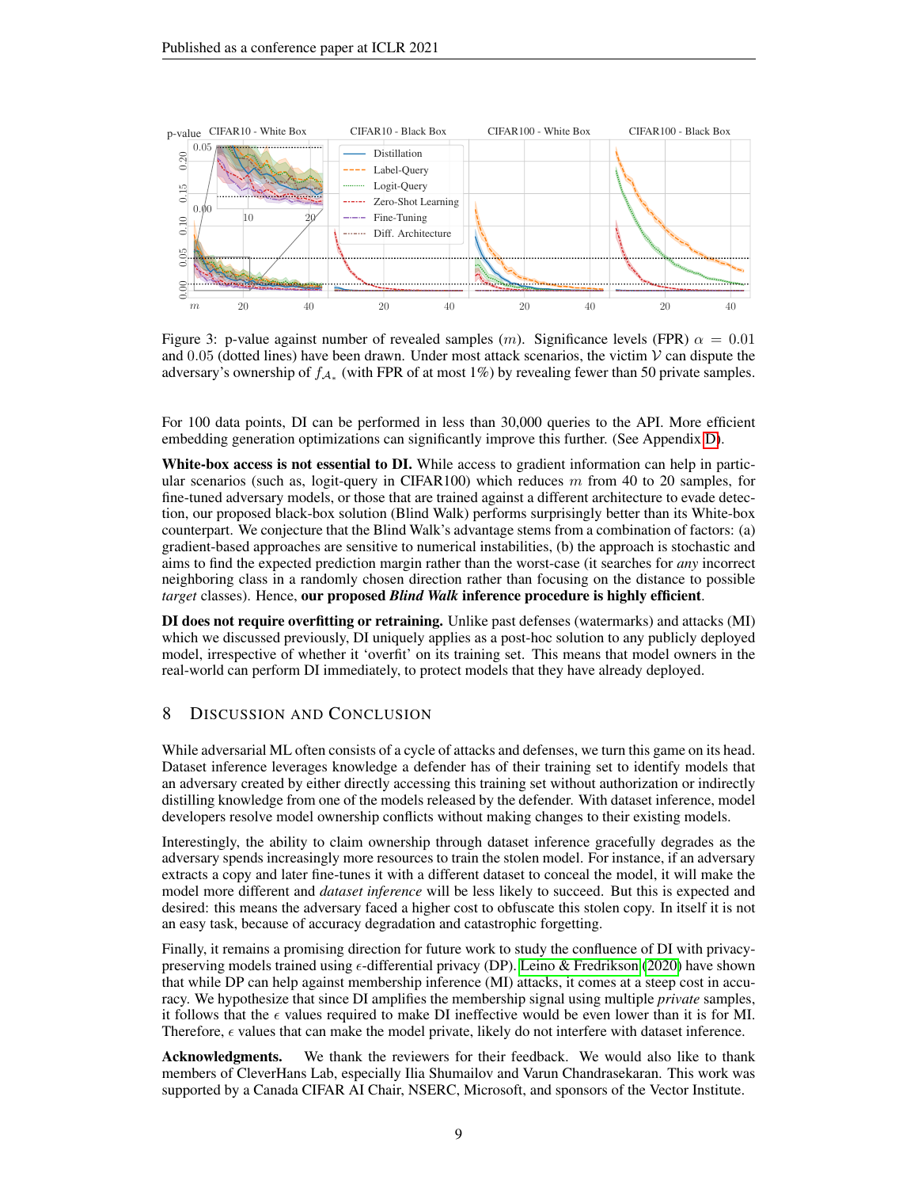Figure 3: p-value against number of revealed samples ($m$). Significance levels (FPR) $\alpha = 0.01$ and $0.05$ (dotted lines) have been drawn. Under most attack scenarios, the victim $\mathcal{V}$ can dispute the adversary's ownership of $f_{\mathcal{A}_*}$ (with FPR of at most 1%) by revealing fewer than 50 private samples.

For 100 data points, DI can be performed in less than 30,000 queries to the API. More efficient embedding generation optimizations can significantly improve this further. (See Appendix D).

**White-box access is not essential to DI.** While access to gradient information can help in particular scenarios (such as, logit-query in CIFAR100) which reduces $m$ from 40 to 20 samples, for fine-tuned adversary models, or those that are trained against a different architecture to evade detection, our proposed black-box solution (Blind Walk) performs surprisingly better than its White-box counterpart. We conjecture that the Blind Walk's advantage stems from a combination of factors: (a) gradient-based approaches are sensitive to numerical instabilities, (b) the approach is stochastic and aims to find the expected prediction margin rather than the worst-case (it searches for *any* incorrect neighboring class in a randomly chosen direction rather than focusing on the distance to possible *target* classes). Hence, **our proposed *Blind Walk* inference procedure is highly efficient**.

**DI does not require overfitting or retraining.** Unlike past defenses (watermarks) and attacks (MI) which we discussed previously, DI uniquely applies as a post-hoc solution to any publicly deployed model, irrespective of whether it 'overfit' on its training set. This means that model owners in the real-world can perform DI immediately, to protect models that they have already deployed.

## 8 Discussion and Conclusion

While adversarial ML often consists of a cycle of attacks and defenses, we turn this game on its head. Dataset inference leverages knowledge a defender has of their training set to identify models that an adversary created by either directly accessing this training set without authorization or indirectly distilling knowledge from one of the models released by the defender. With dataset inference, model developers resolve model ownership conflicts without making changes to their existing models.

Interestingly, the ability to claim ownership through dataset inference gracefully degrades as the adversary spends increasingly more resources to train the stolen model. For instance, if an adversary extracts a copy and later fine-tunes it with a different dataset to conceal the model, it will make the model more different and *dataset inference* will be less likely to succeed. But this is expected and desired: this means the adversary faced a higher cost to obfuscate this stolen copy. In itself it is not an easy task, because of accuracy degradation and catastrophic forgetting.

Finally, it remains a promising direction for future work to study the confluence of DI with privacy-preserving models trained using $\epsilon$-differential privacy (DP). Leino & Fredrikson (2020) have shown that while DP can help against membership inference (MI) attacks, it comes at a steep cost in accuracy. We hypothesize that since DI amplifies the membership signal using multiple *private* samples, it follows that the $\epsilon$ values required to make DI ineffective would be even lower than it is for MI. Therefore, $\epsilon$ values that can make the model private, likely do not interfere with dataset inference.

**Acknowledgments.** We thank the reviewers for their feedback. We would also like to thank members of CleverHans Lab, especially Ilia Shumailov and Varun Chandrasekaran. This work was supported by a Canada CIFAR AI Chair, NSERC, Microsoft, and sponsors of the Vector Institute.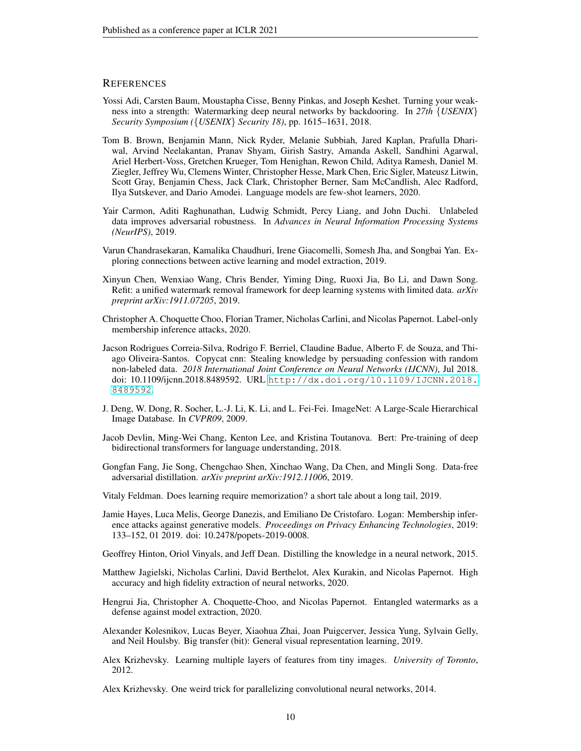## References

Yossi Adi, Carsten Baum, Moustapha Cisse, Benny Pinkas, and Joseph Keshet. Turning your weakness into a strength: Watermarking deep neural networks by backdooring. In *27th {USENIX} Security Symposium ({USENIX} Security 18)*, pp. 1615–1631, 2018.

Tom B. Brown, Benjamin Mann, Nick Ryder, Melanie Subbiah, Jared Kaplan, Prafulla Dhariwal, Arvind Neelakantan, Pranav Shyam, Girish Sastry, Amanda Askell, Sandhini Agarwal, Ariel Herbert-Voss, Gretchen Krueger, Tom Henighan, Rewon Child, Aditya Ramesh, Daniel M. Ziegler, Jeffrey Wu, Clemens Winter, Christopher Hesse, Mark Chen, Eric Sigler, Mateusz Litwin, Scott Gray, Benjamin Chess, Jack Clark, Christopher Berner, Sam McCandlish, Alec Radford, Ilya Sutskever, and Dario Amodei. Language models are few-shot learners, 2020.

Yair Carmon, Aditi Raghunathan, Ludwig Schmidt, Percy Liang, and John Duchi. Unlabeled data improves adversarial robustness. In *Advances in Neural Information Processing Systems (NeurIPS)*, 2019.

Varun Chandrasekaran, Kamalika Chaudhuri, Irene Giacomelli, Somesh Jha, and Songbai Yan. Exploring connections between active learning and model extraction, 2019.

Xinyun Chen, Wenxiao Wang, Chris Bender, Yiming Ding, Ruoxi Jia, Bo Li, and Dawn Song. Refit: a unified watermark removal framework for deep learning systems with limited data. *arXiv preprint arXiv:1911.07205*, 2019.

Christopher A. Choquette Choo, Florian Tramer, Nicholas Carlini, and Nicolas Papernot. Label-only membership inference attacks, 2020.

Jacson Rodrigues Correia-Silva, Rodrigo F. Berriel, Claudine Badue, Alberto F. de Souza, and Thiago Oliveira-Santos. Copycat cnn: Stealing knowledge by persuading confession with random non-labeled data. *2018 International Joint Conference on Neural Networks (IJCNN)*, Jul 2018. doi: 10.1109/ijcnn.2018.8489592. URL http://dx.doi.org/10.1109/IJCNN.2018.8489592.

J. Deng, W. Dong, R. Socher, L.-J. Li, K. Li, and L. Fei-Fei. ImageNet: A Large-Scale Hierarchical Image Database. In *CVPR09*, 2009.

Jacob Devlin, Ming-Wei Chang, Kenton Lee, and Kristina Toutanova. Bert: Pre-training of deep bidirectional transformers for language understanding, 2018.

Gongfan Fang, Jie Song, Chengchao Shen, Xinchao Wang, Da Chen, and Mingli Song. Data-free adversarial distillation. *arXiv preprint arXiv:1912.11006*, 2019.

Vitaly Feldman. Does learning require memorization? a short tale about a long tail, 2019.

Jamie Hayes, Luca Melis, George Danezis, and Emiliano De Cristofaro. Logan: Membership inference attacks against generative models. *Proceedings on Privacy Enhancing Technologies*, 2019: 133–152, 01 2019. doi: 10.2478/popets-2019-0008.

Geoffrey Hinton, Oriol Vinyals, and Jeff Dean. Distilling the knowledge in a neural network, 2015.

Matthew Jagielski, Nicholas Carlini, David Berthelot, Alex Kurakin, and Nicolas Papernot. High accuracy and high fidelity extraction of neural networks, 2020.

Hengrui Jia, Christopher A. Choquette-Choo, and Nicolas Papernot. Entangled watermarks as a defense against model extraction, 2020.

Alexander Kolesnikov, Lucas Beyer, Xiaohua Zhai, Joan Puigcerver, Jessica Yung, Sylvain Gelly, and Neil Houlsby. Big transfer (bit): General visual representation learning, 2019.

Alex Krizhevsky. Learning multiple layers of features from tiny images. *University of Toronto*, 2012.

Alex Krizhevsky. One weird trick for parallelizing convolutional neural networks, 2014.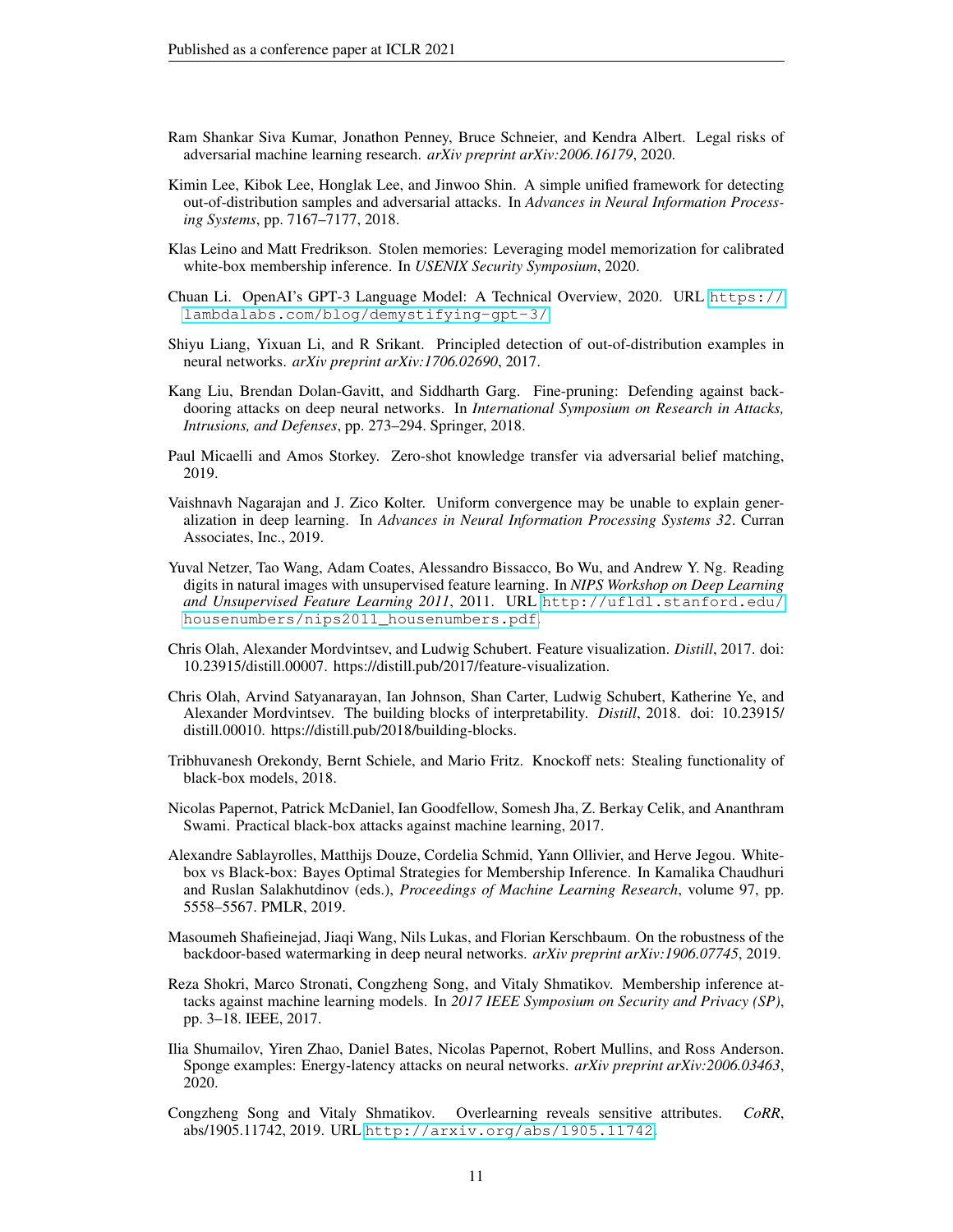Ram Shankar Siva Kumar, Jonathon Penney, Bruce Schneier, and Kendra Albert. Legal risks of adversarial machine learning research. *arXiv preprint arXiv:2006.16179*, 2020.

Kimin Lee, Kibok Lee, Honglak Lee, and Jinwoo Shin. A simple unified framework for detecting out-of-distribution samples and adversarial attacks. In *Advances in Neural Information Processing Systems*, pp. 7167–7177, 2018.

Klas Leino and Matt Fredrikson. Stolen memories: Leveraging model memorization for calibrated white-box membership inference. In *USENIX Security Symposium*, 2020.

Chuan Li. OpenAI's GPT-3 Language Model: A Technical Overview, 2020. URL https://lambdalabs.com/blog/demystifying-gpt-3/.

Shiyu Liang, Yixuan Li, and R Srikant. Principled detection of out-of-distribution examples in neural networks. *arXiv preprint arXiv:1706.02690*, 2017.

Kang Liu, Brendan Dolan-Gavitt, and Siddharth Garg. Fine-pruning: Defending against backdooring attacks on deep neural networks. In *International Symposium on Research in Attacks, Intrusions, and Defenses*, pp. 273–294. Springer, 2018.

Paul Micaelli and Amos Storkey. Zero-shot knowledge transfer via adversarial belief matching, 2019.

Vaishnavh Nagarajan and J. Zico Kolter. Uniform convergence may be unable to explain generalization in deep learning. In *Advances in Neural Information Processing Systems 32*. Curran Associates, Inc., 2019.

Yuval Netzer, Tao Wang, Adam Coates, Alessandro Bissacco, Bo Wu, and Andrew Y. Ng. Reading digits in natural images with unsupervised feature learning. In *NIPS Workshop on Deep Learning and Unsupervised Feature Learning 2011*, 2011. URL http://ufldl.stanford.edu/housenumbers/nips2011_housenumbers.pdf.

Chris Olah, Alexander Mordvintsev, and Ludwig Schubert. Feature visualization. *Distill*, 2017. doi: 10.23915/distill.00007. https://distill.pub/2017/feature-visualization.

Chris Olah, Arvind Satyanarayan, Ian Johnson, Shan Carter, Ludwig Schubert, Katherine Ye, and Alexander Mordvintsev. The building blocks of interpretability. *Distill*, 2018. doi: 10.23915/distill.00010. https://distill.pub/2018/building-blocks.

Tribhuvanesh Orekondy, Bernt Schiele, and Mario Fritz. Knockoff nets: Stealing functionality of black-box models, 2018.

Nicolas Papernot, Patrick McDaniel, Ian Goodfellow, Somesh Jha, Z. Berkay Celik, and Ananthram Swami. Practical black-box attacks against machine learning, 2017.

Alexandre Sablayrolles, Matthijs Douze, Cordelia Schmid, Yann Ollivier, and Herve Jegou. White-box vs Black-box: Bayes Optimal Strategies for Membership Inference. In Kamalika Chaudhuri and Ruslan Salakhutdinov (eds.), *Proceedings of Machine Learning Research*, volume 97, pp. 5558–5567. PMLR, 2019.

Masoumeh Shafieinejad, Jiaqi Wang, Nils Lukas, and Florian Kerschbaum. On the robustness of the backdoor-based watermarking in deep neural networks. *arXiv preprint arXiv:1906.07745*, 2019.

Reza Shokri, Marco Stronati, Congzheng Song, and Vitaly Shmatikov. Membership inference attacks against machine learning models. In *2017 IEEE Symposium on Security and Privacy (SP)*, pp. 3–18. IEEE, 2017.

Ilia Shumailov, Yiren Zhao, Daniel Bates, Nicolas Papernot, Robert Mullins, and Ross Anderson. Sponge examples: Energy-latency attacks on neural networks. *arXiv preprint arXiv:2006.03463*, 2020.

Congzheng Song and Vitaly Shmatikov. Overlearning reveals sensitive attributes. *CoRR*, abs/1905.11742, 2019. URL http://arxiv.org/abs/1905.11742.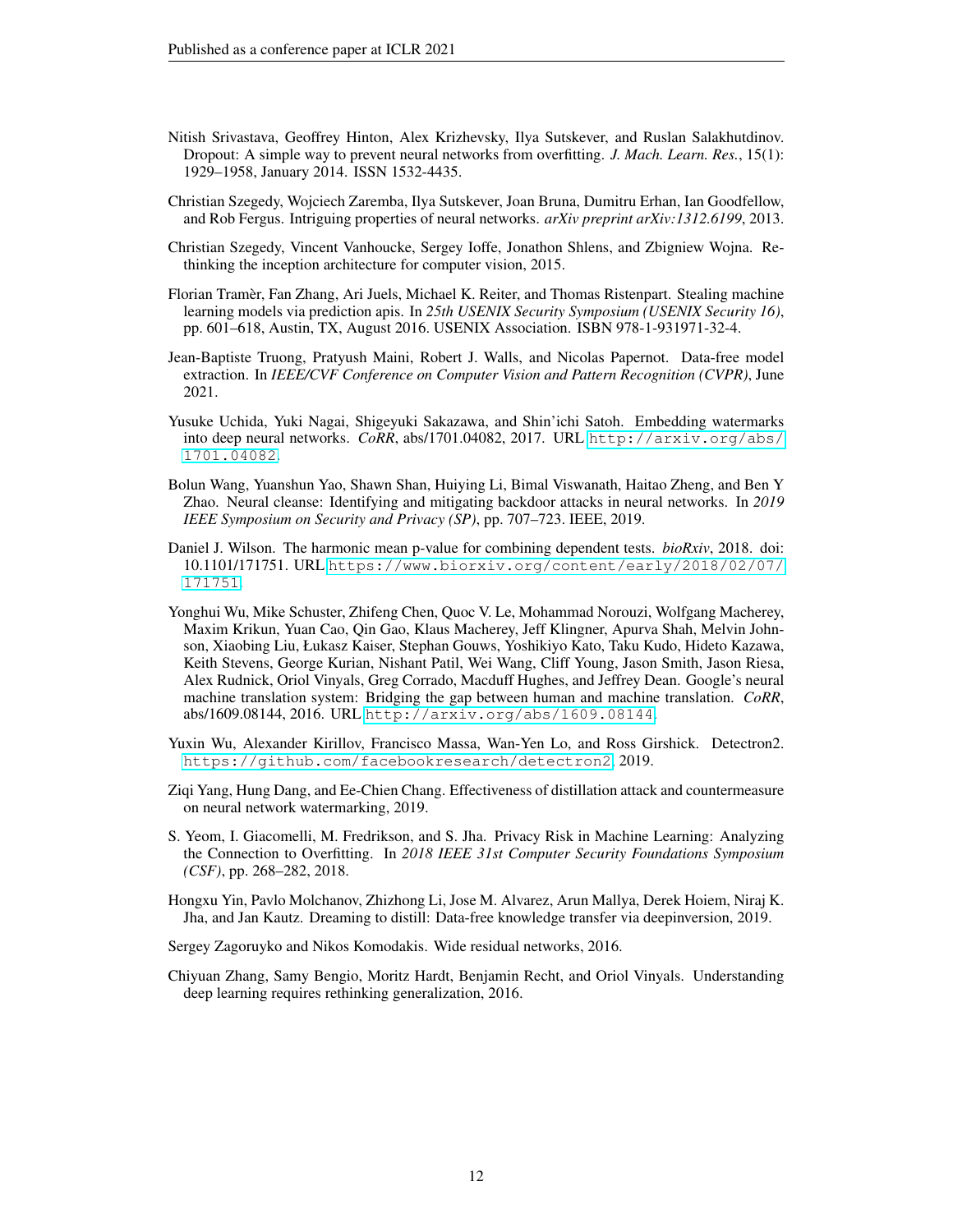Nitish Srivastava, Geoffrey Hinton, Alex Krizhevsky, Ilya Sutskever, and Ruslan Salakhutdinov. Dropout: A simple way to prevent neural networks from overfitting. *J. Mach. Learn. Res.*, 15(1): 1929–1958, January 2014. ISSN 1532-4435.

Christian Szegedy, Wojciech Zaremba, Ilya Sutskever, Joan Bruna, Dumitru Erhan, Ian Goodfellow, and Rob Fergus. Intriguing properties of neural networks. *arXiv preprint arXiv:1312.6199*, 2013.

Christian Szegedy, Vincent Vanhoucke, Sergey Ioffe, Jonathon Shlens, and Zbigniew Wojna. Rethinking the inception architecture for computer vision, 2015.

Florian Tramèr, Fan Zhang, Ari Juels, Michael K. Reiter, and Thomas Ristenpart. Stealing machine learning models via prediction apis. In *25th USENIX Security Symposium (USENIX Security 16)*, pp. 601–618, Austin, TX, August 2016. USENIX Association. ISBN 978-1-931971-32-4.

Jean-Baptiste Truong, Pratyush Maini, Robert J. Walls, and Nicolas Papernot. Data-free model extraction. In *IEEE/CVF Conference on Computer Vision and Pattern Recognition (CVPR)*, June 2021.

Yusuke Uchida, Yuki Nagai, Shigeyuki Sakazawa, and Shin'ichi Satoh. Embedding watermarks into deep neural networks. *CoRR*, abs/1701.04082, 2017. URL http://arxiv.org/abs/1701.04082.

Bolun Wang, Yuanshun Yao, Shawn Shan, Huiying Li, Bimal Viswanath, Haitao Zheng, and Ben Y Zhao. Neural cleanse: Identifying and mitigating backdoor attacks in neural networks. In *2019 IEEE Symposium on Security and Privacy (SP)*, pp. 707–723. IEEE, 2019.

Daniel J. Wilson. The harmonic mean p-value for combining dependent tests. *bioRxiv*, 2018. doi: 10.1101/171751. URL https://www.biorxiv.org/content/early/2018/02/07/171751.

Yonghui Wu, Mike Schuster, Zhifeng Chen, Quoc V. Le, Mohammad Norouzi, Wolfgang Macherey, Maxim Krikun, Yuan Cao, Qin Gao, Klaus Macherey, Jeff Klingner, Apurva Shah, Melvin Johnson, Xiaobing Liu, Łukasz Kaiser, Stephan Gouws, Yoshikiyo Kato, Taku Kudo, Hideto Kazawa, Keith Stevens, George Kurian, Nishant Patil, Wei Wang, Cliff Young, Jason Smith, Jason Riesa, Alex Rudnick, Oriol Vinyals, Greg Corrado, Macduff Hughes, and Jeffrey Dean. Google's neural machine translation system: Bridging the gap between human and machine translation. *CoRR*, abs/1609.08144, 2016. URL http://arxiv.org/abs/1609.08144.

Yuxin Wu, Alexander Kirillov, Francisco Massa, Wan-Yen Lo, and Ross Girshick. Detectron2. https://github.com/facebookresearch/detectron2, 2019.

Ziqi Yang, Hung Dang, and Ee-Chien Chang. Effectiveness of distillation attack and countermeasure on neural network watermarking, 2019.

S. Yeom, I. Giacomelli, M. Fredrikson, and S. Jha. Privacy Risk in Machine Learning: Analyzing the Connection to Overfitting. In *2018 IEEE 31st Computer Security Foundations Symposium (CSF)*, pp. 268–282, 2018.

Hongxu Yin, Pavlo Molchanov, Zhizhong Li, Jose M. Alvarez, Arun Mallya, Derek Hoiem, Niraj K. Jha, and Jan Kautz. Dreaming to distill: Data-free knowledge transfer via deepinversion, 2019.

Sergey Zagoruyko and Nikos Komodakis. Wide residual networks, 2016.

Chiyuan Zhang, Samy Bengio, Moritz Hardt, Benjamin Recht, and Oriol Vinyals. Understanding deep learning requires rethinking generalization, 2016.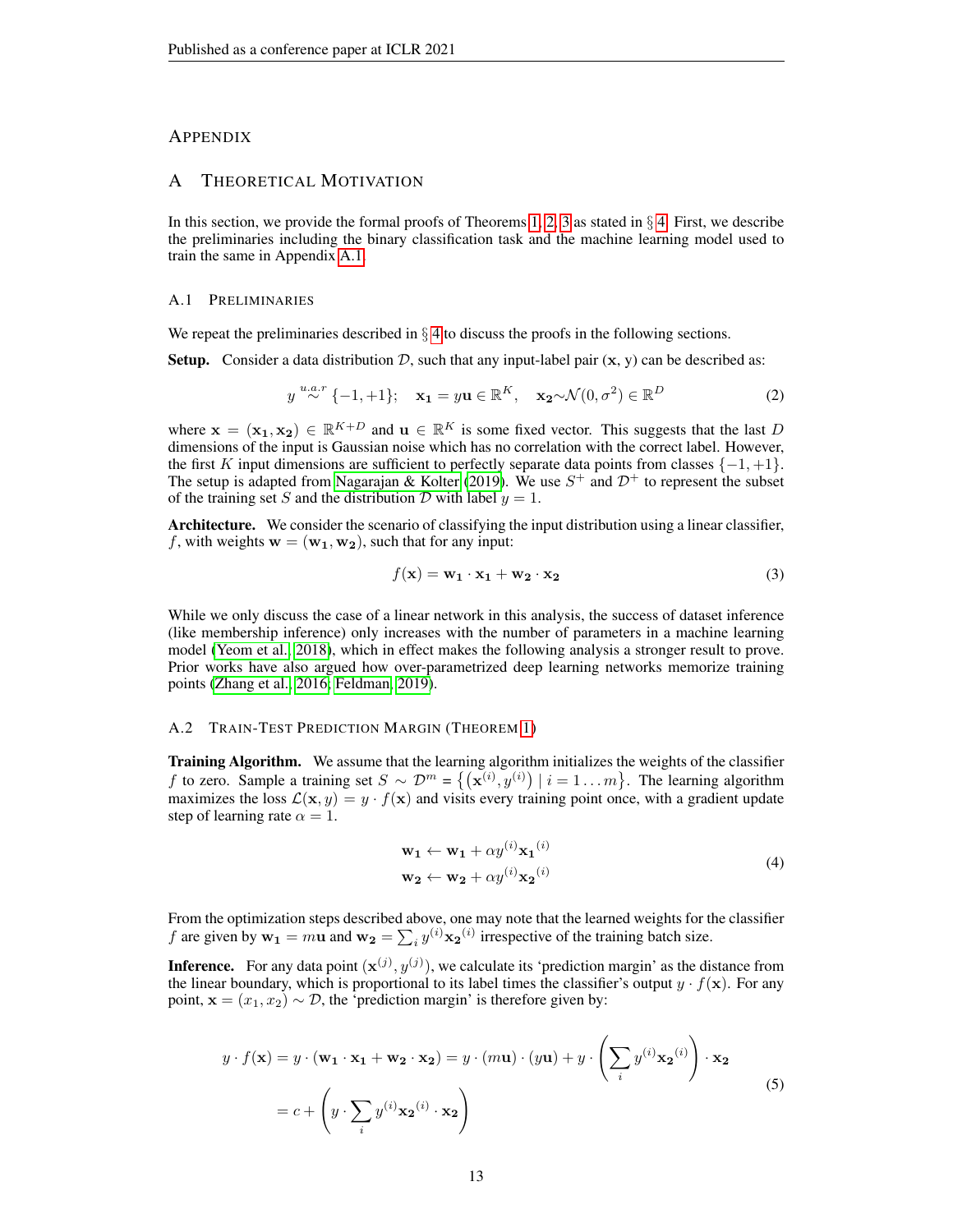# APPENDIX

## A THEORETICAL MOTIVATION

In this section, we provide the formal proofs of Theorems 1, 2, 3 as stated in § 4. First, we describe the preliminaries including the binary classification task and the machine learning model used to train the same in Appendix A.1.

### A.1 PRELIMINARIES

We repeat the preliminaries described in § 4 to discuss the proofs in the following sections.

**Setup.** Consider a data distribution $\mathcal{D}$, such that any input-label pair (x, y) can be described as:

$$y \overset{u.a.r}{\sim} \{-1, +1\}; \quad \mathbf{x_1} = y\mathbf{u} \in \mathbb{R}^K, \quad \mathbf{x_2} \sim \mathcal{N}(0, \sigma^2) \in \mathbb{R}^D \tag{2}$$

where $\mathbf{x} = (\mathbf{x_1}, \mathbf{x_2}) \in \mathbb{R}^{K+D}$ and $\mathbf{u} \in \mathbb{R}^K$ is some fixed vector. This suggests that the last $D$ dimensions of the input is Gaussian noise which has no correlation with the correct label. However, the first $K$ input dimensions are sufficient to perfectly separate data points from classes $\{-1, +1\}$. The setup is adapted from Nagarajan & Kolter (2019). We use $S^+$ and $\mathcal{D}^+$ to represent the subset of the training set $S$ and the distribution $\mathcal{D}$ with label $y = 1$.

**Architecture.** We consider the scenario of classifying the input distribution using a linear classifier, $f$, with weights $\mathbf{w} = (\mathbf{w_1}, \mathbf{w_2})$, such that for any input:

$$f(\mathbf{x}) = \mathbf{w_1} \cdot \mathbf{x_1} + \mathbf{w_2} \cdot \mathbf{x_2} \tag{3}$$

While we only discuss the case of a linear network in this analysis, the success of dataset inference (like membership inference) only increases with the number of parameters in a machine learning model (Yeom et al., 2018), which in effect makes the following analysis a stronger result to prove. Prior works have also argued how over-parametrized deep learning networks memorize training points (Zhang et al., 2016; Feldman, 2019).

### A.2 TRAIN-TEST PREDICTION MARGIN (THEOREM 1)

**Training Algorithm.** We assume that the learning algorithm initializes the weights of the classifier $f$ to zero. Sample a training set $S \sim \mathcal{D}^m = \{(\mathbf{x}^{(i)}, y^{(i)}) \mid i = 1 \ldots m\}$. The learning algorithm maximizes the loss $\mathcal{L}(\mathbf{x}, y) = y \cdot f(\mathbf{x})$ and visits every training point once, with a gradient update step of learning rate $\alpha = 1$.

$$\begin{aligned} \mathbf{w_1} &\leftarrow \mathbf{w_1} + \alpha y^{(i)} \mathbf{x_1}^{(i)} \\ \mathbf{w_2} &\leftarrow \mathbf{w_2} + \alpha y^{(i)} \mathbf{x_2}^{(i)} \end{aligned} \tag{4}$$

From the optimization steps described above, one may note that the learned weights for the classifier $f$ are given by $\mathbf{w_1} = m\mathbf{u}$ and $\mathbf{w_2} = \sum_i y^{(i)} \mathbf{x_2}^{(i)}$ irrespective of the training batch size.

**Inference.** For any data point $(\mathbf{x}^{(j)}, y^{(j)})$, we calculate its 'prediction margin' as the distance from the linear boundary, which is proportional to its label times the classifier's output $y \cdot f(\mathbf{x})$. For any point, $\mathbf{x} = (x_1, x_2) \sim \mathcal{D}$, the 'prediction margin' is therefore given by:

$$\begin{aligned} y \cdot f(\mathbf{x}) = y \cdot (\mathbf{w_1} \cdot \mathbf{x_1} + \mathbf{w_2} \cdot \mathbf{x_2}) &= y \cdot (m\mathbf{u}) \cdot (y\mathbf{u}) + y \cdot \left( \sum_i y^{(i)} \mathbf{x_2}^{(i)} \right) \cdot \mathbf{x_2} \\ &= c + \left( y \cdot \sum_i y^{(i)} \mathbf{x_2}^{(i)} \cdot \mathbf{x_2} \right) \end{aligned} \tag{5}$$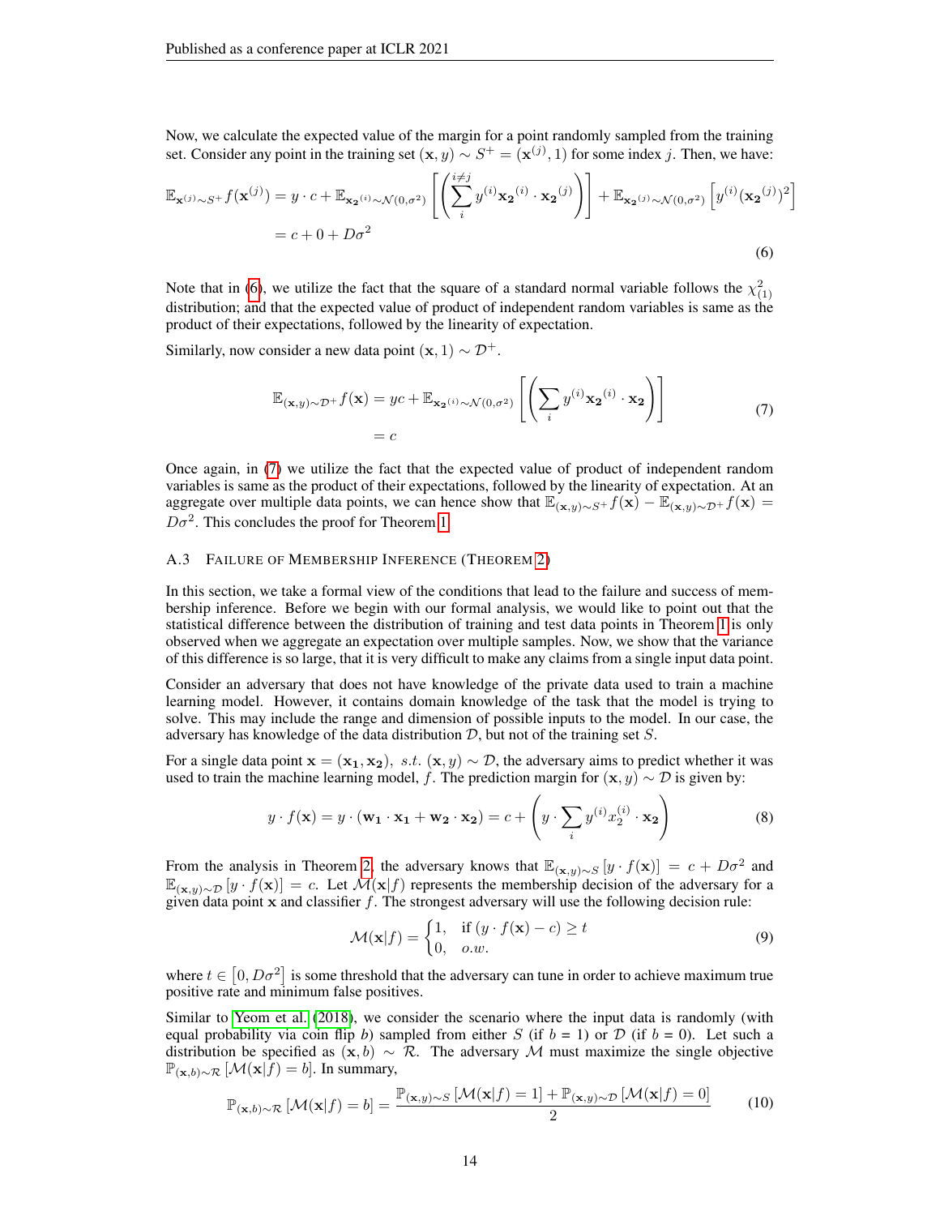Now, we calculate the expected value of the margin for a point randomly sampled from the training set. Consider any point in the training set $(\mathbf{x}, y) \sim S^+ = (\mathbf{x}^{(j)}, 1)$ for some index $j$. Then, we have:

$$
\begin{aligned}
\mathbb{E}_{\mathbf{x}^{(j)} \sim S^+} f(\mathbf{x}^{(j)}) &= y \cdot c + \mathbb{E}_{\mathbf{x_2}^{(i)} \sim \mathcal{N}(0,\sigma^2)} \left[ \left( \sum_i^{i \neq j} y^{(i)} \mathbf{x_2}^{(i)} \cdot \mathbf{x_2}^{(j)} \right) \right] + \mathbb{E}_{\mathbf{x_2}^{(j)} \sim \mathcal{N}(0,\sigma^2)} \left[ y^{(i)} (\mathbf{x_2}^{(j)})^2 \right] \\
&= c + 0 + D\sigma^2
\end{aligned}
\tag{6}
$$

Note that in (6), we utilize the fact that the square of a standard normal variable follows the $\chi^2_{(1)}$ distribution; and that the expected value of product of independent random variables is same as the product of their expectations, followed by the linearity of expectation.

Similarly, now consider a new data point $(\mathbf{x}, 1) \sim \mathcal{D}^+$.

$$
\begin{aligned}
\mathbb{E}_{(\mathbf{x},y) \sim \mathcal{D}^+} f(\mathbf{x}) &= yc + \mathbb{E}_{\mathbf{x_2}^{(i)} \sim \mathcal{N}(0,\sigma^2)} \left[ \left( \sum_i y^{(i)} \mathbf{x_2}^{(i)} \cdot \mathbf{x_2} \right) \right] \\
&= c
\end{aligned}
\tag{7}
$$

Once again, in (7) we utilize the fact that the expected value of product of independent random variables is same as the product of their expectations, followed by the linearity of expectation. At an aggregate over multiple data points, we can hence show that $\mathbb{E}_{(\mathbf{x},y) \sim S^+} f(\mathbf{x}) - \mathbb{E}_{(\mathbf{x},y) \sim \mathcal{D}^+} f(\mathbf{x}) = D\sigma^2$. This concludes the proof for Theorem 1.

### A.3 Failure of Membership Inference (Theorem 2)

In this section, we take a formal view of the conditions that lead to the failure and success of membership inference. Before we begin with our formal analysis, we would like to point out that the statistical difference between the distribution of training and test data points in Theorem 1 is only observed when we aggregate an expectation over multiple samples. Now, we show that the variance of this difference is so large, that it is very difficult to make any claims from a single input data point.

Consider an adversary that does not have knowledge of the private data used to train a machine learning model. However, it contains domain knowledge of the task that the model is trying to solve. This may include the range and dimension of possible inputs to the model. In our case, the adversary has knowledge of the data distribution $\mathcal{D}$, but not of the training set $S$.

For a single data point $\mathbf{x} = (\mathbf{x_1}, \mathbf{x_2}),\ s.t.\ (\mathbf{x}, y) \sim \mathcal{D}$, the adversary aims to predict whether it was used to train the machine learning model, $f$. The prediction margin for $(\mathbf{x}, y) \sim \mathcal{D}$ is given by:

$$
y \cdot f(\mathbf{x}) = y \cdot (\mathbf{w_1} \cdot \mathbf{x_1} + \mathbf{w_2} \cdot \mathbf{x_2}) = c + \left( y \cdot \sum_i y^{(i)} x_2^{(i)} \cdot \mathbf{x_2} \right)
\tag{8}
$$

From the analysis in Theorem 2, the adversary knows that $\mathbb{E}_{(\mathbf{x},y) \sim S} \left[ y \cdot f(\mathbf{x}) \right] = c + D\sigma^2$ and $\mathbb{E}_{(\mathbf{x},y) \sim \mathcal{D}} \left[ y \cdot f(\mathbf{x}) \right] = c$. Let $\mathcal{M}(\mathbf{x}|f)$ represents the membership decision of the adversary for a given data point $\mathbf{x}$ and classifier $f$. The strongest adversary will use the following decision rule:

$$
\mathcal{M}(\mathbf{x}|f) = \begin{cases} 1, & \text{if } (y \cdot f(\mathbf{x}) - c) \geq t \\ 0, & o.w. \end{cases}
\tag{9}
$$

where $t \in \left[0, D\sigma^2\right]$ is some threshold that the adversary can tune in order to achieve maximum true positive rate and minimum false positives.

Similar to Yeom et al. (2018), we consider the scenario where the input data is randomly (with equal probability via coin flip $b$) sampled from either $S$ (if $b$ = 1) or $\mathcal{D}$ (if $b$ = 0). Let such a distribution be specified as $(\mathbf{x}, b) \sim \mathcal{R}$. The adversary $\mathcal{M}$ must maximize the single objective $\mathbb{P}_{(\mathbf{x},b) \sim \mathcal{R}} \left[ \mathcal{M}(\mathbf{x}|f) = b \right]$. In summary,

$$
\mathbb{P}_{(\mathbf{x},b) \sim \mathcal{R}} \left[ \mathcal{M}(\mathbf{x}|f) = b \right] = \frac{\mathbb{P}_{(\mathbf{x},y) \sim S} \left[ \mathcal{M}(\mathbf{x}|f) = 1 \right] + \mathbb{P}_{(\mathbf{x},y) \sim \mathcal{D}} \left[ \mathcal{M}(\mathbf{x}|f) = 0 \right]}{2}
\tag{10}
$$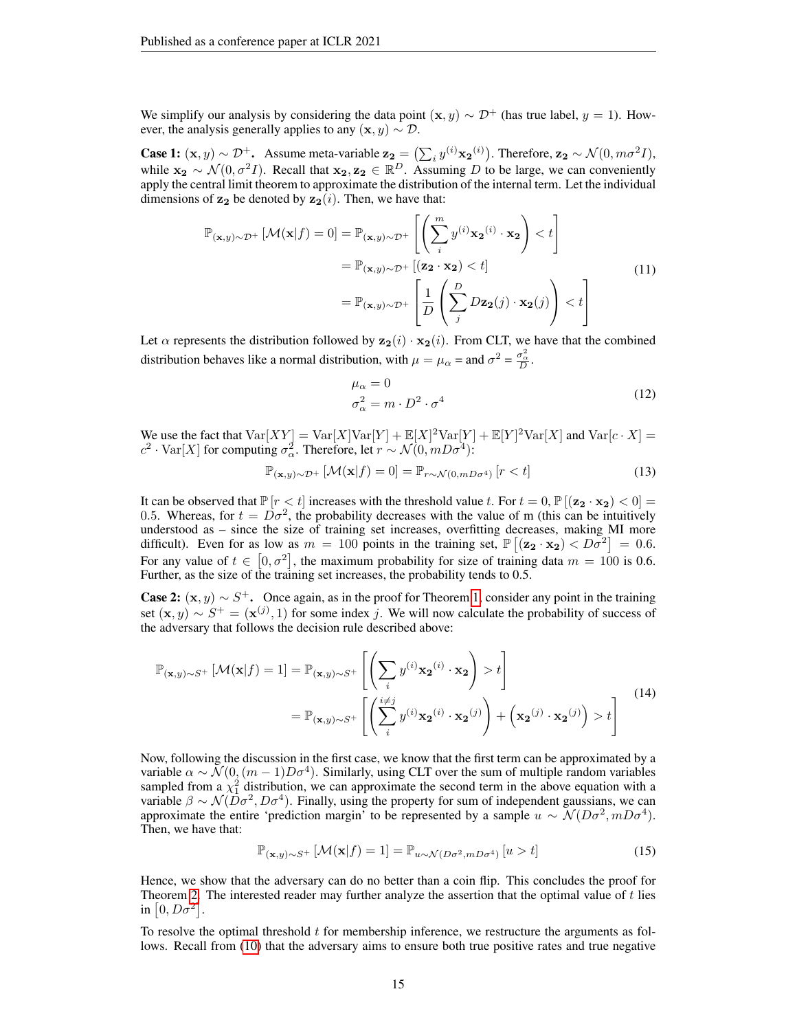We simplify our analysis by considering the data point $(\mathbf{x}, y) \sim \mathcal{D}^+$ (has true label, $y = 1$). However, the analysis generally applies to any $(\mathbf{x}, y) \sim \mathcal{D}$.

**Case 1:** $(\mathbf{x}, y) \sim \mathcal{D}^+$**.** Assume meta-variable $\mathbf{z_2} = \left(\sum_i y^{(i)} \mathbf{x_2}^{(i)}\right)$. Therefore, $\mathbf{z_2} \sim \mathcal{N}(0, m\sigma^2 I)$, while $\mathbf{x_2} \sim \mathcal{N}(0, \sigma^2 I)$. Recall that $\mathbf{x_2}, \mathbf{z_2} \in \mathbb{R}^D$. Assuming $D$ to be large, we can conveniently apply the central limit theorem to approximate the distribution of the internal term. Let the individual dimensions of $\mathbf{z_2}$ be denoted by $\mathbf{z_2}(i)$. Then, we have that:

$$
\begin{aligned}
\mathbb{P}_{(\mathbf{x},y)\sim\mathcal{D}^+}\left[\mathcal{M}(\mathbf{x}|f) = 0\right] &= \mathbb{P}_{(\mathbf{x},y)\sim\mathcal{D}^+}\left[\left(\sum_i^m y^{(i)} \mathbf{x_2}^{(i)} \cdot \mathbf{x_2}\right) < t\right] \\
&= \mathbb{P}_{(\mathbf{x},y)\sim\mathcal{D}^+}\left[(\mathbf{z_2} \cdot \mathbf{x_2}) < t\right] \\
&= \mathbb{P}_{(\mathbf{x},y)\sim\mathcal{D}^+}\left[\frac{1}{D}\left(\sum_j^D D\mathbf{z_2}(j) \cdot \mathbf{x_2}(j)\right) < t\right]
\end{aligned}
\tag{11}
$$

Let $\alpha$ represents the distribution followed by $\mathbf{z_2}(i) \cdot \mathbf{x_2}(i)$. From CLT, we have that the combined distribution behaves like a normal distribution, with $\mu = \mu_\alpha$ = and $\sigma^2 = \frac{\sigma_\alpha^2}{D}$.

$$
\begin{aligned}
\mu_\alpha &= 0 \\
\sigma_\alpha^2 &= m \cdot D^2 \cdot \sigma^4
\end{aligned}
\tag{12}
$$

We use the fact that $\text{Var}[XY] = \text{Var}[X]\text{Var}[Y] + \mathbb{E}[X]^2\text{Var}[Y] + \mathbb{E}[Y]^2\text{Var}[X]$ and $\text{Var}[c \cdot X] = c^2 \cdot \text{Var}[X]$ for computing $\sigma_\alpha^2$. Therefore, let $r \sim \mathcal{N}(0, mD\sigma^4)$:

$$
\mathbb{P}_{(\mathbf{x},y)\sim\mathcal{D}^+}\left[\mathcal{M}(\mathbf{x}|f) = 0\right] = \mathbb{P}_{r\sim\mathcal{N}(0,mD\sigma^4)}\left[r < t\right]
\tag{13}
$$

It can be observed that $\mathbb{P}\left[r < t\right]$ increases with the threshold value $t$. For $t = 0$, $\mathbb{P}\left[(\mathbf{z_2} \cdot \mathbf{x_2}) < 0\right] = 0.5$. Whereas, for $t = D\sigma^2$, the probability decreases with the value of m (this can be intuitively understood as – since the size of training set increases, overfitting decreases, making MI more difficult). Even for as low as $m = 100$ points in the training set, $\mathbb{P}\left[(\mathbf{z_2} \cdot \mathbf{x_2}) < D\sigma^2\right] = 0.6$. For any value of $t \in \left[0, \sigma^2\right]$, the maximum probability for size of training data $m = 100$ is 0.6. Further, as the size of the training set increases, the probability tends to 0.5.

**Case 2:** $(\mathbf{x}, y) \sim S^+$**.** Once again, as in the proof for Theorem 1, consider any point in the training set $(\mathbf{x}, y) \sim S^+ = (\mathbf{x}^{(j)}, 1)$ for some index $j$. We will now calculate the probability of success of the adversary that follows the decision rule described above:

$$
\begin{aligned}
\mathbb{P}_{(\mathbf{x},y)\sim S^+}\left[\mathcal{M}(\mathbf{x}|f) = 1\right] &= \mathbb{P}_{(\mathbf{x},y)\sim S^+}\left[\left(\sum_i y^{(i)} \mathbf{x_2}^{(i)} \cdot \mathbf{x_2}\right) > t\right] \\
&= \mathbb{P}_{(\mathbf{x},y)\sim S^+}\left[\left(\sum_i^{i\neq j} y^{(i)} \mathbf{x_2}^{(i)} \cdot \mathbf{x_2}^{(j)}\right) + \left(\mathbf{x_2}^{(j)} \cdot \mathbf{x_2}^{(j)}\right) > t\right]
\end{aligned}
\tag{14}
$$

Now, following the discussion in the first case, we know that the first term can be approximated by a variable $\alpha \sim \mathcal{N}(0, (m-1)D\sigma^4)$. Similarly, using CLT over the sum of multiple random variables sampled from a $\chi_1^2$ distribution, we can approximate the second term in the above equation with a variable $\beta \sim \mathcal{N}(D\sigma^2, D\sigma^4)$. Finally, using the property for sum of independent gaussians, we can approximate the entire 'prediction margin' to be represented by a sample $u \sim \mathcal{N}(D\sigma^2, mD\sigma^4)$. Then, we have that:

$$
\mathbb{P}_{(\mathbf{x},y)\sim S^+}\left[\mathcal{M}(\mathbf{x}|f) = 1\right] = \mathbb{P}_{u\sim\mathcal{N}(D\sigma^2,mD\sigma^4)}\left[u > t\right]
\tag{15}
$$

Hence, we show that the adversary can do no better than a coin flip. This concludes the proof for Theorem 2. The interested reader may further analyze the assertion that the optimal value of $t$ lies in $\left[0, D\sigma^2\right]$.

To resolve the optimal threshold $t$ for membership inference, we restructure the arguments as follows. Recall from (10) that the adversary aims to ensure both true positive rates and true negative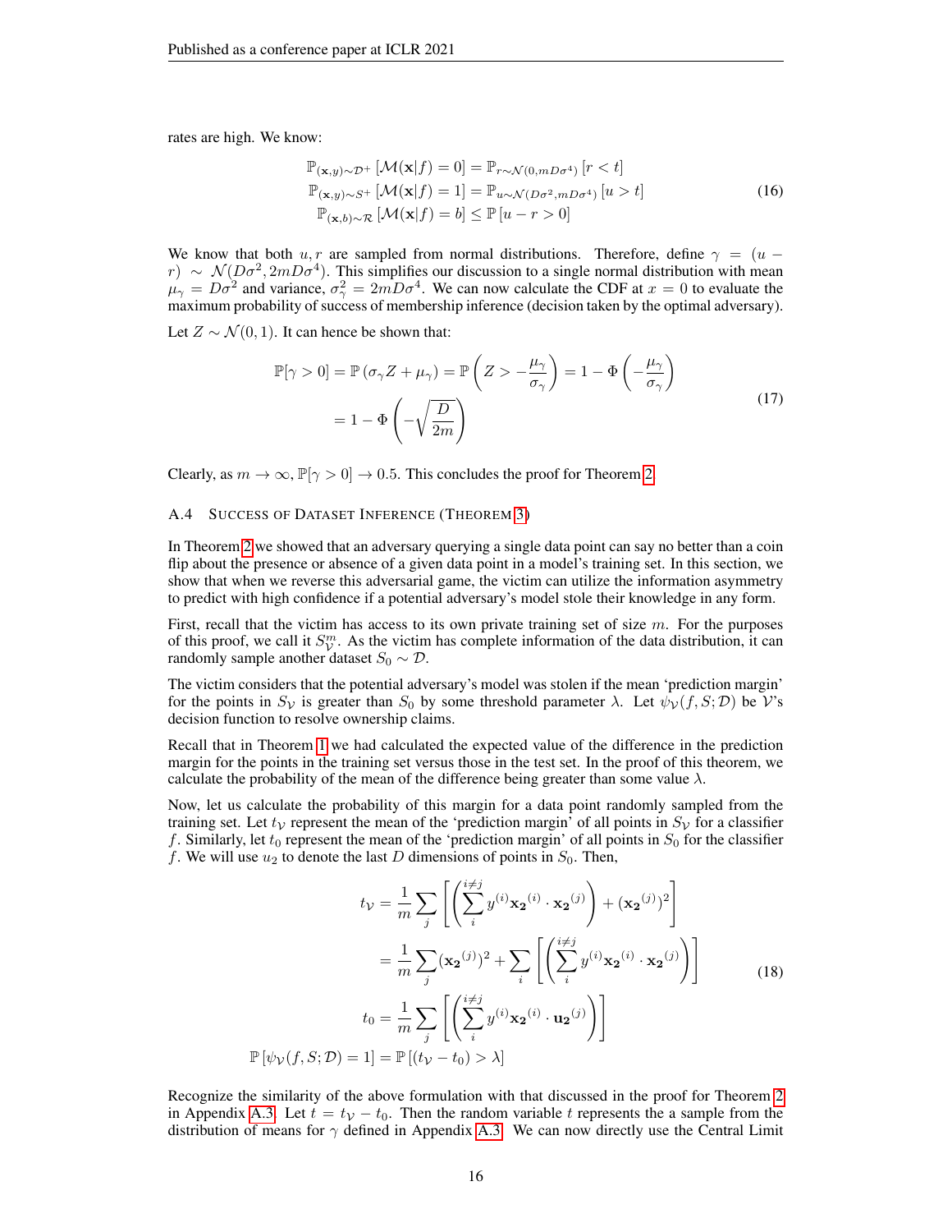rates are high. We know:

$$
\begin{aligned}
\mathbb{P}_{(\mathbf{x},y)\sim\mathcal{D}^+}\left[\mathcal{M}(\mathbf{x}|f)=0\right] &= \mathbb{P}_{r\sim\mathcal{N}(0,mD\sigma^4)}\left[r<t\right] \\
\mathbb{P}_{(\mathbf{x},y)\sim S^+}\left[\mathcal{M}(\mathbf{x}|f)=1\right] &= \mathbb{P}_{u\sim\mathcal{N}(D\sigma^2,mD\sigma^4)}\left[u>t\right] \\
\mathbb{P}_{(\mathbf{x},b)\sim\mathcal{R}}\left[\mathcal{M}(\mathbf{x}|f)=b\right] &\leq \mathbb{P}\left[u-r>0\right]
\end{aligned}
\tag{16}
$$

We know that both $u, r$ are sampled from normal distributions. Therefore, define $\gamma = (u - r) \sim \mathcal{N}(D\sigma^2, 2mD\sigma^4)$. This simplifies our discussion to a single normal distribution with mean $\mu_\gamma = D\sigma^2$ and variance, $\sigma_\gamma^2 = 2mD\sigma^4$. We can now calculate the CDF at $x = 0$ to evaluate the maximum probability of success of membership inference (decision taken by the optimal adversary).

Let $Z \sim \mathcal{N}(0, 1)$. It can hence be shown that:

$$
\begin{aligned}
\mathbb{P}[\gamma > 0] &= \mathbb{P}\left(\sigma_\gamma Z + \mu_\gamma\right) = \mathbb{P}\left(Z > -\frac{\mu_\gamma}{\sigma_\gamma}\right) = 1 - \Phi\left(-\frac{\mu_\gamma}{\sigma_\gamma}\right) \\
&= 1 - \Phi\left(-\sqrt{\frac{D}{2m}}\right)
\end{aligned}
\tag{17}
$$

Clearly, as $m \to \infty$, $\mathbb{P}[\gamma > 0] \to 0.5$. This concludes the proof for Theorem 2.

### A.4 Success of Dataset Inference (Theorem 3)

In Theorem 2 we showed that an adversary querying a single data point can say no better than a coin flip about the presence or absence of a given data point in a model's training set. In this section, we show that when we reverse this adversarial game, the victim can utilize the information asymmetry to predict with high confidence if a potential adversary's model stole their knowledge in any form.

First, recall that the victim has access to its own private training set of size $m$. For the purposes of this proof, we call it $S_\mathcal{V}^m$. As the victim has complete information of the data distribution, it can randomly sample another dataset $S_0 \sim \mathcal{D}$.

The victim considers that the potential adversary's model was stolen if the mean 'prediction margin' for the points in $S_\mathcal{V}$ is greater than $S_0$ by some threshold parameter $\lambda$. Let $\psi_\mathcal{V}(f, S; \mathcal{D})$ be $\mathcal{V}$'s decision function to resolve ownership claims.

Recall that in Theorem 1 we had calculated the expected value of the difference in the prediction margin for the points in the training set versus those in the test set. In the proof of this theorem, we calculate the probability of the mean of the difference being greater than some value $\lambda$.

Now, let us calculate the probability of this margin for a data point randomly sampled from the training set. Let $t_\mathcal{V}$ represent the mean of the 'prediction margin' of all points in $S_\mathcal{V}$ for a classifier $f$. Similarly, let $t_0$ represent the mean of the 'prediction margin' of all points in $S_0$ for the classifier $f$. We will use $u_2$ to denote the last $D$ dimensions of points in $S_0$. Then,

$$
\begin{aligned}
t_\mathcal{V} &= \frac{1}{m}\sum_j\left[\left(\sum_i^{i\neq j} y^{(i)}\mathbf{x_2}^{(i)}\cdot\mathbf{x_2}^{(j)}\right) + (\mathbf{x_2}^{(j)})^2\right] \\
&= \frac{1}{m}\sum_j(\mathbf{x_2}^{(j)})^2 + \sum_i\left[\left(\sum_i^{i\neq j} y^{(i)}\mathbf{x_2}^{(i)}\cdot\mathbf{x_2}^{(j)}\right)\right] \\
t_0 &= \frac{1}{m}\sum_j\left[\left(\sum_i^{i\neq j} y^{(i)}\mathbf{x_2}^{(i)}\cdot\mathbf{u_2}^{(j)}\right)\right] \\
\mathbb{P}\left[\psi_\mathcal{V}(f, S; \mathcal{D}) = 1\right] &= \mathbb{P}\left[(t_\mathcal{V} - t_0) > \lambda\right]
\end{aligned}
\tag{18}
$$

Recognize the similarity of the above formulation with that discussed in the proof for Theorem 2 in Appendix A.3. Let $t = t_\mathcal{V} - t_0$. Then the random variable $t$ represents the a sample from the distribution of means for $\gamma$ defined in Appendix A.3. We can now directly use the Central Limit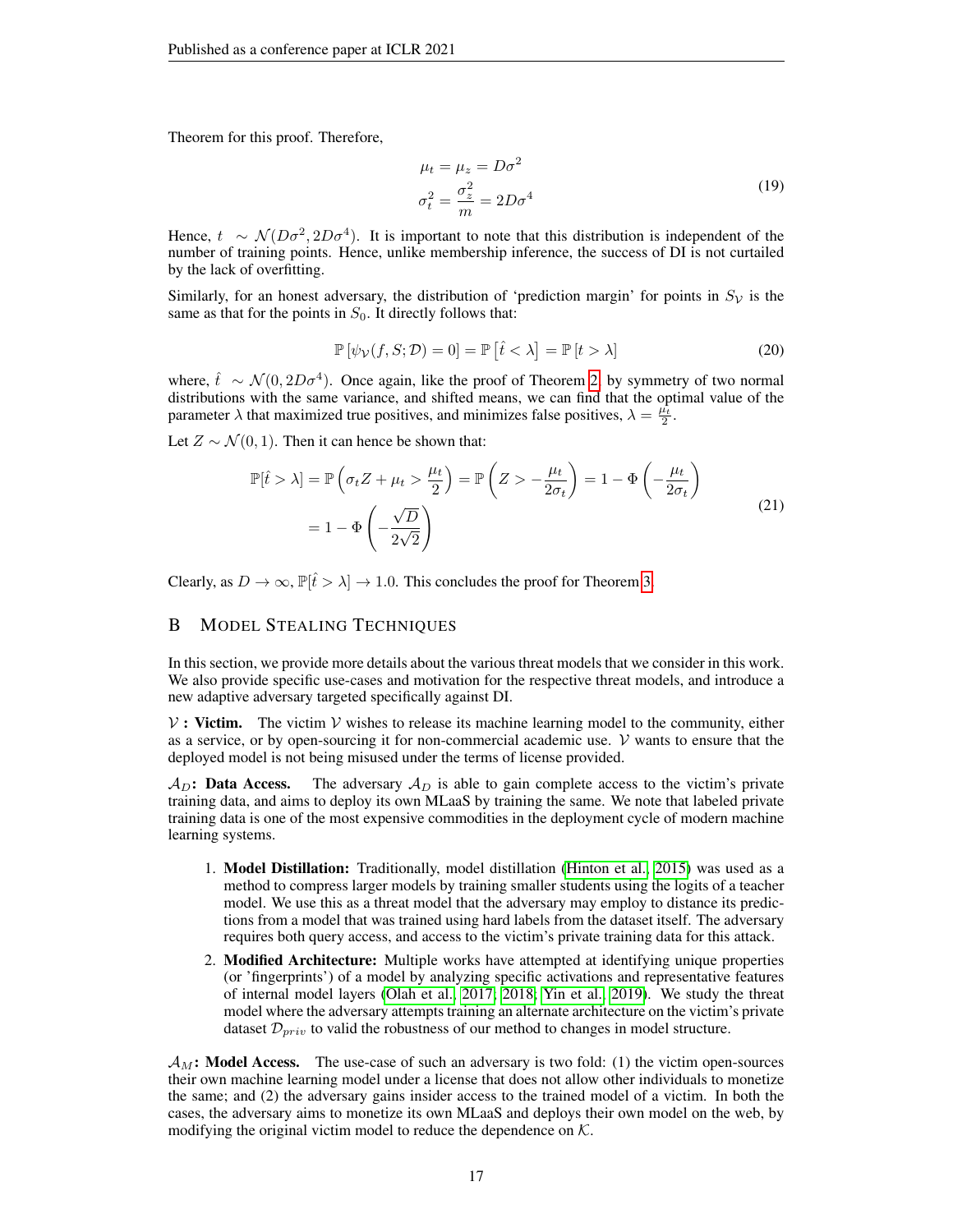Theorem for this proof. Therefore,

$$
\begin{aligned}
\mu_t &= \mu_z = D\sigma^2 \\
\sigma_t^2 &= \frac{\sigma_z^2}{m} = 2D\sigma^4
\end{aligned}
\tag{19}
$$

Hence, $t \sim \mathcal{N}(D\sigma^2, 2D\sigma^4)$. It is important to note that this distribution is independent of the number of training points. Hence, unlike membership inference, the success of DI is not curtailed by the lack of overfitting.

Similarly, for an honest adversary, the distribution of 'prediction margin' for points in $S_{\mathcal{V}}$ is the same as that for the points in $S_0$. It directly follows that:

$$
\mathbb{P}\left[\psi_{\mathcal{V}}(f, S; \mathcal{D}) = 0\right] = \mathbb{P}\left[\hat{t} < \lambda\right] = \mathbb{P}\left[t > \lambda\right] \tag{20}
$$

where, $\hat{t} \sim \mathcal{N}(0, 2D\sigma^4)$. Once again, like the proof of Theorem 2, by symmetry of two normal distributions with the same variance, and shifted means, we can find that the optimal value of the parameter $\lambda$ that maximized true positives, and minimizes false positives, $\lambda = \frac{\mu_t}{2}$.

Let $Z \sim \mathcal{N}(0, 1)$. Then it can hence be shown that:

$$
\begin{aligned}
\mathbb{P}[\hat{t} > \lambda] &= \mathbb{P}\left(\sigma_t Z + \mu_t > \frac{\mu_t}{2}\right) = \mathbb{P}\left(Z > -\frac{\mu_t}{2\sigma_t}\right) = 1 - \Phi\left(-\frac{\mu_t}{2\sigma_t}\right) \\
&= 1 - \Phi\left(-\frac{\sqrt{D}}{2\sqrt{2}}\right)
\end{aligned}
\tag{21}
$$

Clearly, as $D \to \infty$, $\mathbb{P}[\hat{t} > \lambda] \to 1.0$. This concludes the proof for Theorem 3.

# B Model Stealing Techniques

In this section, we provide more details about the various threat models that we consider in this work. We also provide specific use-cases and motivation for the respective threat models, and introduce a new adaptive adversary targeted specifically against DI.

$\mathcal{V}$ **: Victim.** The victim $\mathcal{V}$ wishes to release its machine learning model to the community, either as a service, or by open-sourcing it for non-commercial academic use. $\mathcal{V}$ wants to ensure that the deployed model is not being misused under the terms of license provided.

$\mathcal{A}_D$**: Data Access.** The adversary $\mathcal{A}_D$ is able to gain complete access to the victim's private training data, and aims to deploy its own MLaaS by training the same. We note that labeled private training data is one of the most expensive commodities in the deployment cycle of modern machine learning systems.

1. **Model Distillation:** Traditionally, model distillation (Hinton et al., 2015) was used as a method to compress larger models by training smaller students using the logits of a teacher model. We use this as a threat model that the adversary may employ to distance its predictions from a model that was trained using hard labels from the dataset itself. The adversary requires both query access, and access to the victim's private training data for this attack.
2. **Modified Architecture:** Multiple works have attempted at identifying unique properties (or 'fingerprints') of a model by analyzing specific activations and representative features of internal model layers (Olah et al., 2017; 2018; Yin et al., 2019). We study the threat model where the adversary attempts training an alternate architecture on the victim's private dataset $\mathcal{D}_{priv}$ to valid the robustness of our method to changes in model structure.

$\mathcal{A}_M$**: Model Access.** The use-case of such an adversary is two fold: (1) the victim open-sources their own machine learning model under a license that does not allow other individuals to monetize the same; and (2) the adversary gains insider access to the trained model of a victim. In both the cases, the adversary aims to monetize its own MLaaS and deploys their own model on the web, by modifying the original victim model to reduce the dependence on $\mathcal{K}$.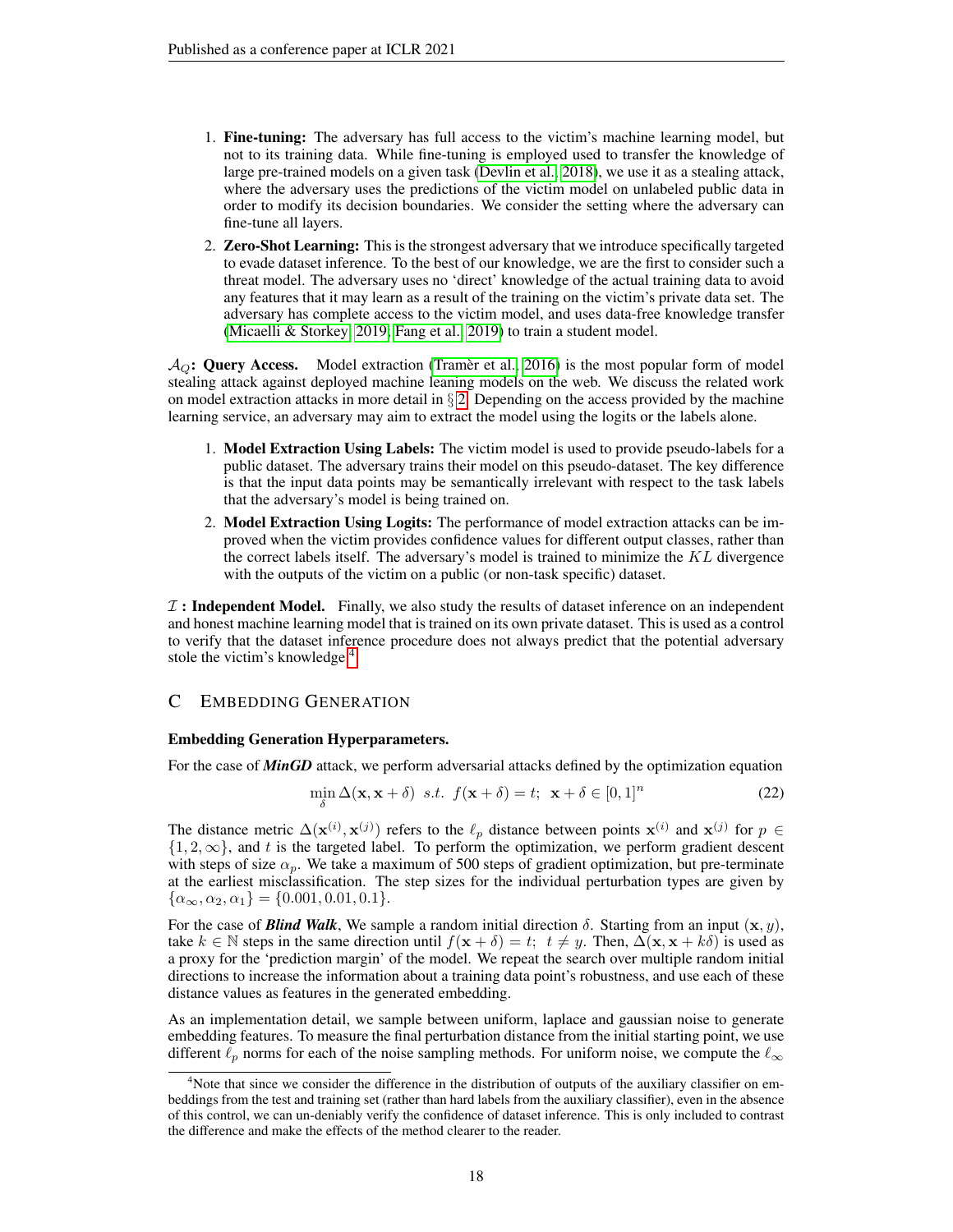1. **Fine-tuning:** The adversary has full access to the victim's machine learning model, but not to its training data. While fine-tuning is employed used to transfer the knowledge of large pre-trained models on a given task (Devlin et al., 2018), we use it as a stealing attack, where the adversary uses the predictions of the victim model on unlabeled public data in order to modify its decision boundaries. We consider the setting where the adversary can fine-tune all layers.
2. **Zero-Shot Learning:** This is the strongest adversary that we introduce specifically targeted to evade dataset inference. To the best of our knowledge, we are the first to consider such a threat model. The adversary uses no 'direct' knowledge of the actual training data to avoid any features that it may learn as a result of the training on the victim's private data set. The adversary has complete access to the victim model, and uses data-free knowledge transfer (Micaelli & Storkey, 2019; Fang et al., 2019) to train a student model.

$\mathcal{A}_Q$**: Query Access.** Model extraction (Tramèr et al., 2016) is the most popular form of model stealing attack against deployed machine leaning models on the web. We discuss the related work on model extraction attacks in more detail in § 2. Depending on the access provided by the machine learning service, an adversary may aim to extract the model using the logits or the labels alone.

1. **Model Extraction Using Labels:** The victim model is used to provide pseudo-labels for a public dataset. The adversary trains their model on this pseudo-dataset. The key difference is that the input data points may be semantically irrelevant with respect to the task labels that the adversary's model is being trained on.
2. **Model Extraction Using Logits:** The performance of model extraction attacks can be improved when the victim provides confidence values for different output classes, rather than the correct labels itself. The adversary's model is trained to minimize the $KL$ divergence with the outputs of the victim on a public (or non-task specific) dataset.

$\mathcal{I}$ **: Independent Model.** Finally, we also study the results of dataset inference on an independent and honest machine learning model that is trained on its own private dataset. This is used as a control to verify that the dataset inference procedure does not always predict that the potential adversary stole the victim's knowledge.[4]

## C Embedding Generation

**Embedding Generation Hyperparameters.**

For the case of ***MinGD*** attack, we perform adversarial attacks defined by the optimization equation

$$\min_{\delta} \Delta(\mathbf{x}, \mathbf{x} + \delta) \;\; s.t. \;\; f(\mathbf{x} + \delta) = t; \;\; \mathbf{x} + \delta \in [0, 1]^n \tag{22}$$

The distance metric $\Delta(\mathbf{x}^{(i)}, \mathbf{x}^{(j)})$ refers to the $\ell_p$ distance between points $\mathbf{x}^{(i)}$ and $\mathbf{x}^{(j)}$ for $p \in \{1, 2, \infty\}$, and $t$ is the targeted label. To perform the optimization, we perform gradient descent with steps of size $\alpha_p$. We take a maximum of 500 steps of gradient optimization, but pre-terminate at the earliest misclassification. The step sizes for the individual perturbation types are given by $\{\alpha_\infty, \alpha_2, \alpha_1\} = \{0.001, 0.01, 0.1\}$.

For the case of ***Blind Walk***, We sample a random initial direction $\delta$. Starting from an input $(\mathbf{x}, y)$, take $k \in \mathbb{N}$ steps in the same direction until $f(\mathbf{x} + \delta) = t; \;\; t \neq y$. Then, $\Delta(\mathbf{x}, \mathbf{x} + k\delta)$ is used as a proxy for the 'prediction margin' of the model. We repeat the search over multiple random initial directions to increase the information about a training data point's robustness, and use each of these distance values as features in the generated embedding.

As an implementation detail, we sample between uniform, laplace and gaussian noise to generate embedding features. To measure the final perturbation distance from the initial starting point, we use different $\ell_p$ norms for each of the noise sampling methods. For uniform noise, we compute the $\ell_\infty$

[4] Note that since we consider the difference in the distribution of outputs of the auxiliary classifier on embeddings from the test and training set (rather than hard labels from the auxiliary classifier), even in the absence of this control, we can un-deniably verify the confidence of dataset inference. This is only included to contrast the difference and make the effects of the method clearer to the reader.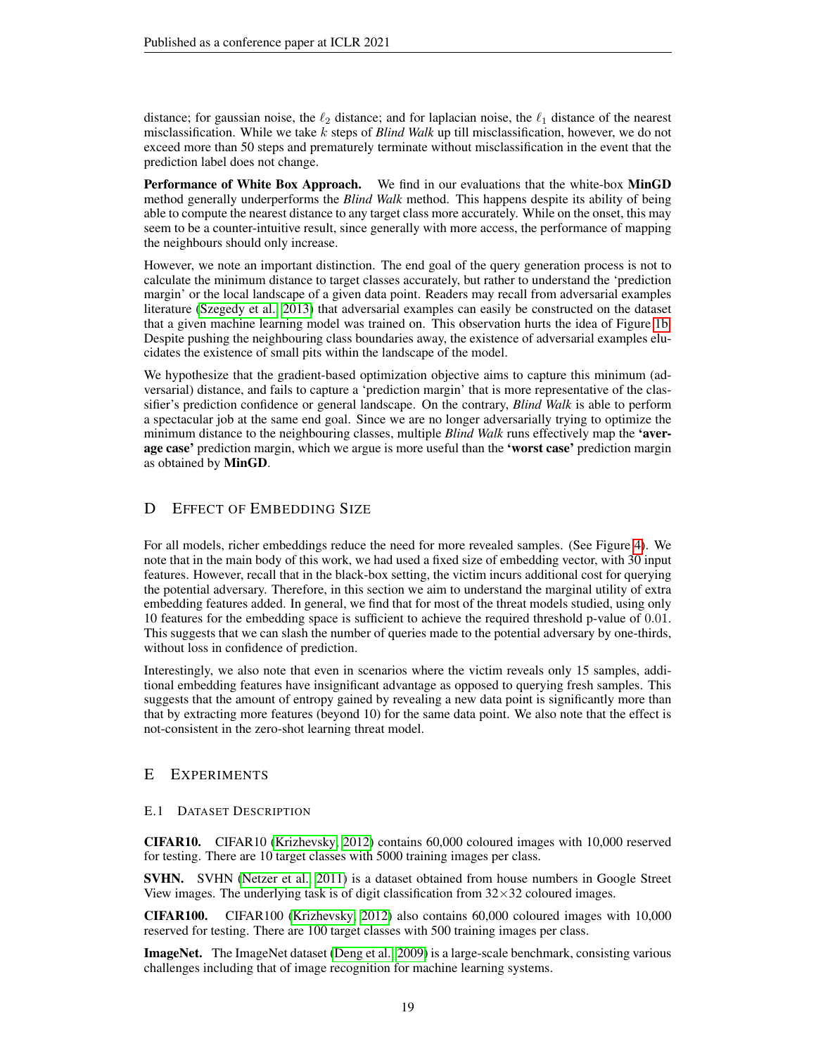distance; for gaussian noise, the $\ell_2$ distance; and for laplacian noise, the $\ell_1$ distance of the nearest misclassification. While we take $k$ steps of *Blind Walk* up till misclassification, however, we do not exceed more than 50 steps and prematurely terminate without misclassification in the event that the prediction label does not change.

**Performance of White Box Approach.** We find in our evaluations that the white-box **MinGD** method generally underperforms the *Blind Walk* method. This happens despite its ability of being able to compute the nearest distance to any target class more accurately. While on the onset, this may seem to be a counter-intuitive result, since generally with more access, the performance of mapping the neighbours should only increase.

However, we note an important distinction. The end goal of the query generation process is not to calculate the minimum distance to target classes accurately, but rather to understand the 'prediction margin' or the local landscape of a given data point. Readers may recall from adversarial examples literature (Szegedy et al., 2013) that adversarial examples can easily be constructed on the dataset that a given machine learning model was trained on. This observation hurts the idea of Figure 1b. Despite pushing the neighbouring class boundaries away, the existence of adversarial examples elucidates the existence of small pits within the landscape of the model.

We hypothesize that the gradient-based optimization objective aims to capture this minimum (adversarial) distance, and fails to capture a 'prediction margin' that is more representative of the classifier's prediction confidence or general landscape. On the contrary, *Blind Walk* is able to perform a spectacular job at the same end goal. Since we are no longer adversarially trying to optimize the minimum distance to the neighbouring classes, multiple *Blind Walk* runs effectively map the **'average case'** prediction margin, which we argue is more useful than the **'worst case'** prediction margin as obtained by **MinGD**.

# D Effect of Embedding Size

For all models, richer embeddings reduce the need for more revealed samples. (See Figure 4). We note that in the main body of this work, we had used a fixed size of embedding vector, with 30 input features. However, recall that in the black-box setting, the victim incurs additional cost for querying the potential adversary. Therefore, in this section we aim to understand the marginal utility of extra embedding features added. In general, we find that for most of the threat models studied, using only 10 features for the embedding space is sufficient to achieve the required threshold p-value of 0.01. This suggests that we can slash the number of queries made to the potential adversary by one-thirds, without loss in confidence of prediction.

Interestingly, we also note that even in scenarios where the victim reveals only 15 samples, additional embedding features have insignificant advantage as opposed to querying fresh samples. This suggests that the amount of entropy gained by revealing a new data point is significantly more than that by extracting more features (beyond 10) for the same data point. We also note that the effect is not-consistent in the zero-shot learning threat model.

# E Experiments

## E.1 Dataset Description

**CIFAR10.** CIFAR10 (Krizhevsky, 2012) contains 60,000 coloured images with 10,000 reserved for testing. There are 10 target classes with 5000 training images per class.

**SVHN.** SVHN (Netzer et al., 2011) is a dataset obtained from house numbers in Google Street View images. The underlying task is of digit classification from $32\times32$ coloured images.

**CIFAR100.** CIFAR100 (Krizhevsky, 2012) also contains 60,000 coloured images with 10,000 reserved for testing. There are 100 target classes with 500 training images per class.

**ImageNet.** The ImageNet dataset (Deng et al., 2009) is a large-scale benchmark, consisting various challenges including that of image recognition for machine learning systems.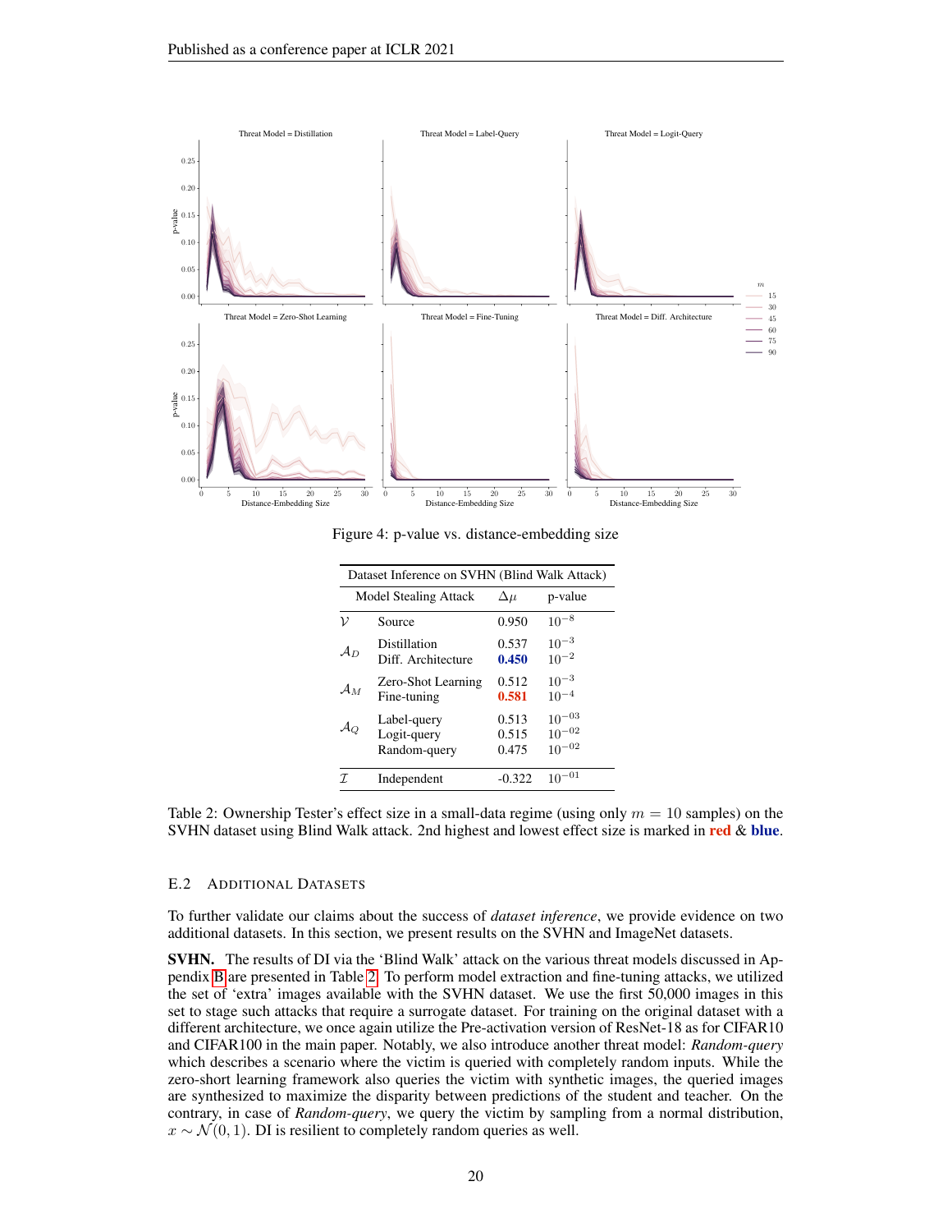Figure 4: p-value vs. distance-embedding size

| | Dataset Inference on SVHN (Blind Walk Attack) | | |
|---|---|---|---|
| | Model Stealing Attack | $\Delta\mu$ | p-value |
| $\mathcal{V}$ | Source | 0.950 | $10^{-8}$ |
| $\mathcal{A}_D$ | Distillation | 0.537 | $10^{-3}$ |
| | Diff. Architecture | **0.450** | $10^{-2}$ |
| $\mathcal{A}_M$ | Zero-Shot Learning | 0.512 | $10^{-3}$ |
| | Fine-tuning | **0.581** | $10^{-4}$ |
| $\mathcal{A}_Q$ | Label-query | 0.513 | $10^{-03}$ |
| | Logit-query | 0.515 | $10^{-02}$ |
| | Random-query | 0.475 | $10^{-02}$ |
| $\mathcal{I}$ | Independent | -0.322 | $10^{-01}$ |

Table 2: Ownership Tester's effect size in a small-data regime (using only $m = 10$ samples) on the SVHN dataset using Blind Walk attack. 2nd highest and lowest effect size is marked in **red** & **blue**.

### E.2 Additional Datasets

To further validate our claims about the success of *dataset inference*, we provide evidence on two additional datasets. In this section, we present results on the SVHN and ImageNet datasets.

**SVHN.** The results of DI via the 'Blind Walk' attack on the various threat models discussed in Appendix B are presented in Table 2. To perform model extraction and fine-tuning attacks, we utilized the set of 'extra' images available with the SVHN dataset. We use the first 50,000 images in this set to stage such attacks that require a surrogate dataset. For training on the original dataset with a different architecture, we once again utilize the Pre-activation version of ResNet-18 as for CIFAR10 and CIFAR100 in the main paper. Notably, we also introduce another threat model: *Random-query* which describes a scenario where the victim is queried with completely random inputs. While the zero-short learning framework also queries the victim with synthetic images, the queried images are synthesized to maximize the disparity between predictions of the student and teacher. On the contrary, in case of *Random-query*, we query the victim by sampling from a normal distribution, $x \sim \mathcal{N}(0, 1)$. DI is resilient to completely random queries as well.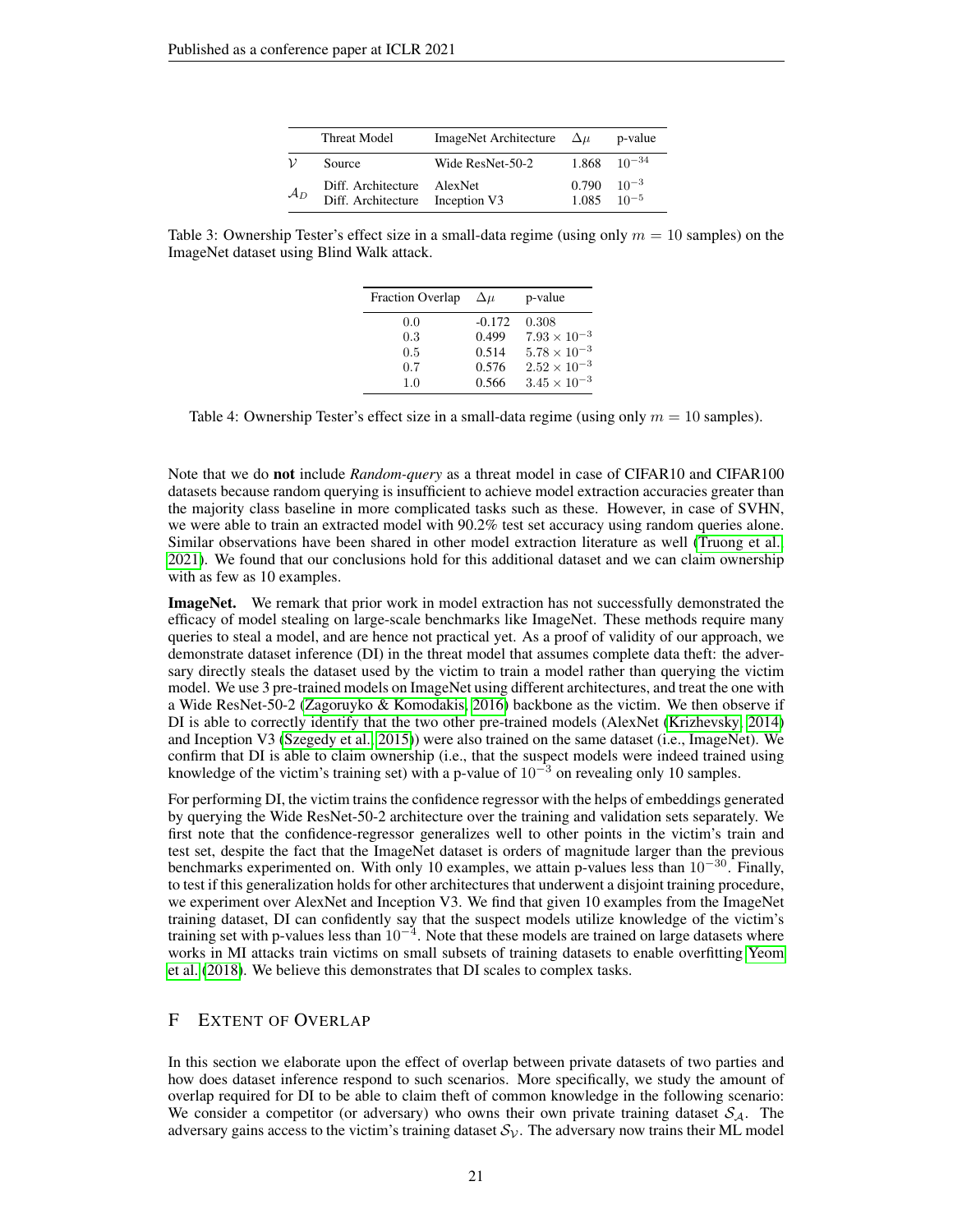| | Threat Model | ImageNet Architecture | $\Delta\mu$ | p-value |
|---|---|---|---|---|
| $\mathcal{V}$ | Source | Wide ResNet-50-2 | 1.868 | $10^{-34}$ |
| $\mathcal{A}_D$ | Diff. Architecture | AlexNet | 0.790 | $10^{-3}$ |
| | Diff. Architecture | Inception V3 | 1.085 | $10^{-5}$ |

Table 3: Ownership Tester's effect size in a small-data regime (using only $m = 10$ samples) on the ImageNet dataset using Blind Walk attack.

| Fraction Overlap | $\Delta\mu$ | p-value |
|---|---|---|
| 0.0 | -0.172 | 0.308 |
| 0.3 | 0.499 | $7.93 \times 10^{-3}$ |
| 0.5 | 0.514 | $5.78 \times 10^{-3}$ |
| 0.7 | 0.576 | $2.52 \times 10^{-3}$ |
| 1.0 | 0.566 | $3.45 \times 10^{-3}$ |

Table 4: Ownership Tester's effect size in a small-data regime (using only $m = 10$ samples).

Note that we do **not** include *Random-query* as a threat model in case of CIFAR10 and CIFAR100 datasets because random querying is insufficient to achieve model extraction accuracies greater than the majority class baseline in more complicated tasks such as these. However, in case of SVHN, we were able to train an extracted model with 90.2% test set accuracy using random queries alone. Similar observations have been shared in other model extraction literature as well (Truong et al., 2021). We found that our conclusions hold for this additional dataset and we can claim ownership with as few as 10 examples.

**ImageNet.** We remark that prior work in model extraction has not successfully demonstrated the efficacy of model stealing on large-scale benchmarks like ImageNet. These methods require many queries to steal a model, and are hence not practical yet. As a proof of validity of our approach, we demonstrate dataset inference (DI) in the threat model that assumes complete data theft: the adversary directly steals the dataset used by the victim to train a model rather than querying the victim model. We use 3 pre-trained models on ImageNet using different architectures, and treat the one with a Wide ResNet-50-2 (Zagoruyko & Komodakis, 2016) backbone as the victim. We then observe if DI is able to correctly identify that the two other pre-trained models (AlexNet (Krizhevsky, 2014) and Inception V3 (Szegedy et al., 2015)) were also trained on the same dataset (i.e., ImageNet). We confirm that DI is able to claim ownership (i.e., that the suspect models were indeed trained using knowledge of the victim's training set) with a p-value of $10^{-3}$ on revealing only 10 samples.

For performing DI, the victim trains the confidence regressor with the helps of embeddings generated by querying the Wide ResNet-50-2 architecture over the training and validation sets separately. We first note that the confidence-regressor generalizes well to other points in the victim's train and test set, despite the fact that the ImageNet dataset is orders of magnitude larger than the previous benchmarks experimented on. With only 10 examples, we attain p-values less than $10^{-30}$. Finally, to test if this generalization holds for other architectures that underwent a disjoint training procedure, we experiment over AlexNet and Inception V3. We find that given 10 examples from the ImageNet training dataset, DI can confidently say that the suspect models utilize knowledge of the victim's training set with p-values less than $10^{-4}$. Note that these models are trained on large datasets where works in MI attacks train victims on small subsets of training datasets to enable overfitting Yeom et al. (2018). We believe this demonstrates that DI scales to complex tasks.

# F Extent of Overlap

In this section we elaborate upon the effect of overlap between private datasets of two parties and how does dataset inference respond to such scenarios. More specifically, we study the amount of overlap required for DI to be able to claim theft of common knowledge in the following scenario: We consider a competitor (or adversary) who owns their own private training dataset $\mathcal{S}_{\mathcal{A}}$. The adversary gains access to the victim's training dataset $\mathcal{S}_{\mathcal{V}}$. The adversary now trains their ML model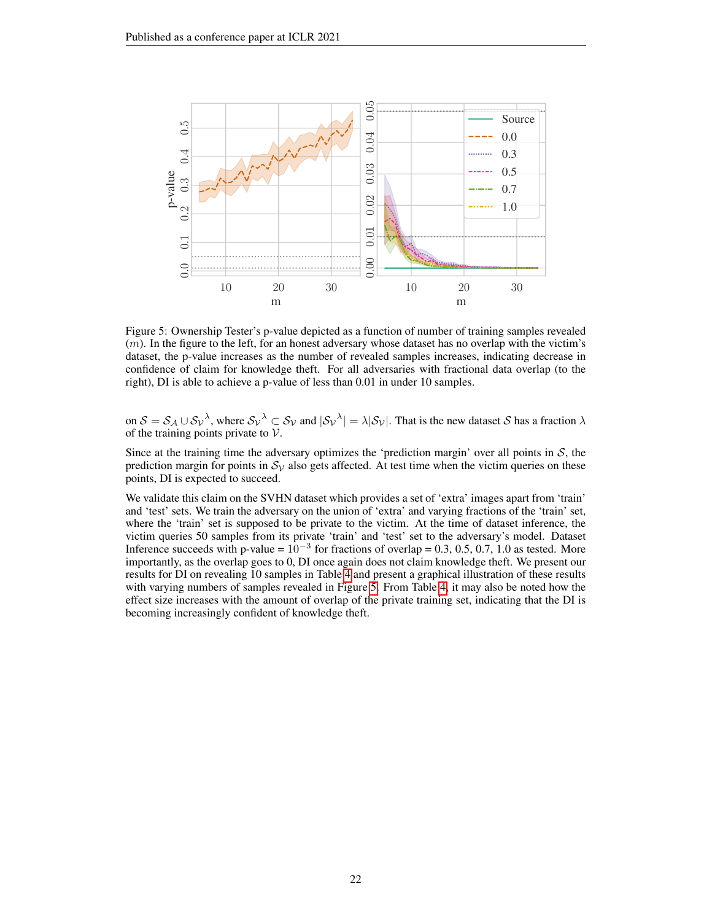p-value

0.0 0.1 0.2 0.3 0.4 0.5

10 20 30

m

0.00 0.01 0.02 0.03 0.04 0.05

10 20 30

m

Source
0.0
0.3
0.5
0.7
1.0

Figure 5: Ownership Tester's p-value depicted as a function of number of training samples revealed ($m$). In the figure to the left, for an honest adversary whose dataset has no overlap with the victim's dataset, the p-value increases as the number of revealed samples increases, indicating decrease in confidence of claim for knowledge theft. For all adversaries with fractional data overlap (to the right), DI is able to achieve a p-value of less than 0.01 in under 10 samples.

on $\mathcal{S} = \mathcal{S}_{\mathcal{A}} \cup \mathcal{S}_{\mathcal{V}}{}^{\lambda}$, where $\mathcal{S}_{\mathcal{V}}{}^{\lambda} \subset \mathcal{S}_{\mathcal{V}}$ and $|\mathcal{S}_{\mathcal{V}}{}^{\lambda}| = \lambda |\mathcal{S}_{\mathcal{V}}|$. That is the new dataset $\mathcal{S}$ has a fraction $\lambda$ of the training points private to $\mathcal{V}$.

Since at the training time the adversary optimizes the 'prediction margin' over all points in $\mathcal{S}$, the prediction margin for points in $\mathcal{S}_{\mathcal{V}}$ also gets affected. At test time when the victim queries on these points, DI is expected to succeed.

We validate this claim on the SVHN dataset which provides a set of 'extra' images apart from 'train' and 'test' sets. We train the adversary on the union of 'extra' and varying fractions of the 'train' set, where the 'train' set is supposed to be private to the victim. At the time of dataset inference, the victim queries 50 samples from its private 'train' and 'test' set to the adversary's model. Dataset Inference succeeds with p-value = $10^{-3}$ for fractions of overlap = 0.3, 0.5, 0.7, 1.0 as tested. More importantly, as the overlap goes to 0, DI once again does not claim knowledge theft. We present our results for DI on revealing 10 samples in Table 4 and present a graphical illustration of these results with varying numbers of samples revealed in Figure 5. From Table 4, it may also be noted how the effect size increases with the amount of overlap of the private training set, indicating that the DI is becoming increasingly confident of knowledge theft.